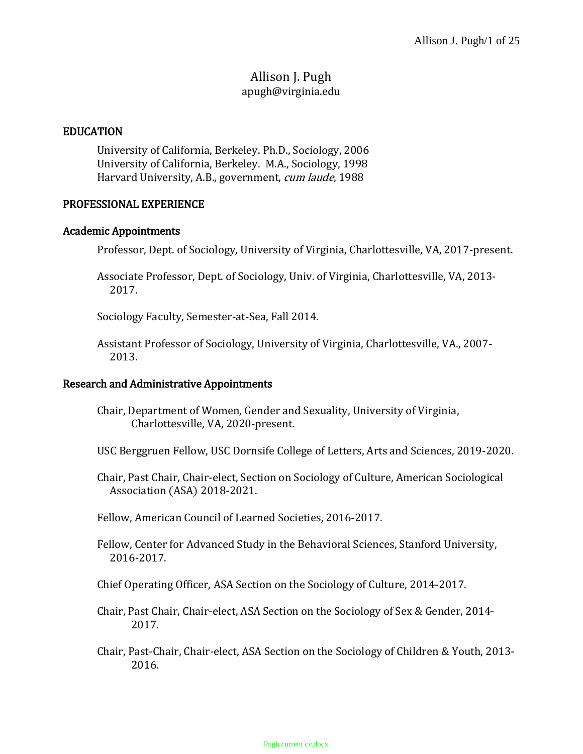# Allison J. Pugh

apugh@virginia.edu

## EDUCATION

University of California, Berkeley. Ph.D., Sociology, 2006
University of California, Berkeley. M.A., Sociology, 1998
Harvard University, A.B., government, *cum laude*, 1988

## PROFESSIONAL EXPERIENCE

### Academic Appointments

Professor, Dept. of Sociology, University of Virginia, Charlottesville, VA, 2017-present.

Associate Professor, Dept. of Sociology, Univ. of Virginia, Charlottesville, VA, 2013-2017.

Sociology Faculty, Semester-at-Sea, Fall 2014.

Assistant Professor of Sociology, University of Virginia, Charlottesville, VA., 2007-2013.

### Research and Administrative Appointments

Chair, Department of Women, Gender and Sexuality, University of Virginia, Charlottesville, VA, 2020-present.

USC Berggruen Fellow, USC Dornsife College of Letters, Arts and Sciences, 2019-2020.

Chair, Past Chair, Chair-elect, Section on Sociology of Culture, American Sociological Association (ASA) 2018-2021.

Fellow, American Council of Learned Societies, 2016-2017.

Fellow, Center for Advanced Study in the Behavioral Sciences, Stanford University, 2016-2017.

Chief Operating Officer, ASA Section on the Sociology of Culture, 2014-2017.

Chair, Past Chair, Chair-elect, ASA Section on the Sociology of Sex & Gender, 2014-2017.

Chair, Past-Chair, Chair-elect, ASA Section on the Sociology of Children & Youth, 2013-2016.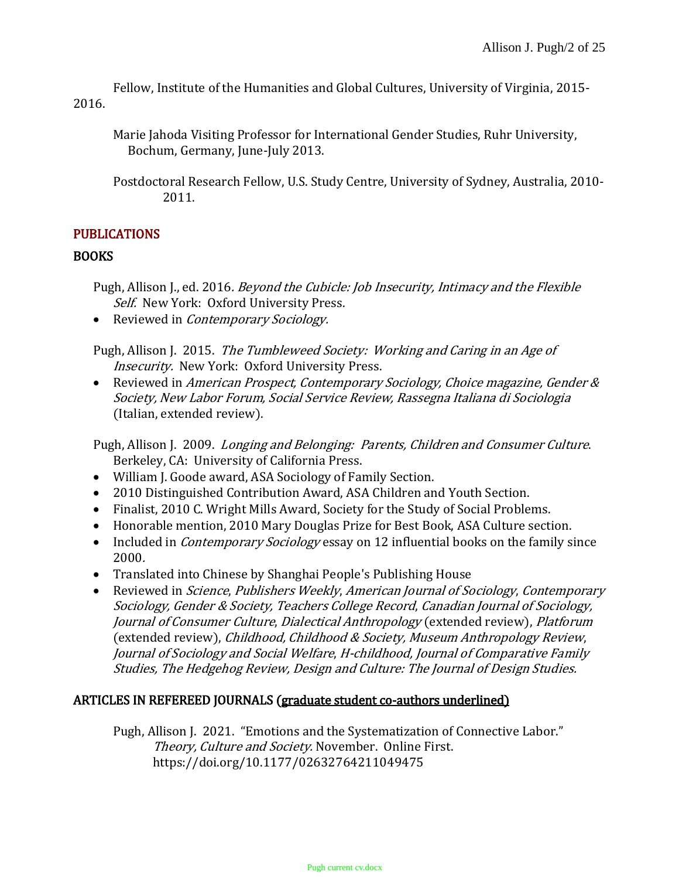Fellow, Institute of the Humanities and Global Cultures, University of Virginia, 2015-2016.

Marie Jahoda Visiting Professor for International Gender Studies, Ruhr University, Bochum, Germany, June-July 2013.

Postdoctoral Research Fellow, U.S. Study Centre, University of Sydney, Australia, 2010-2011.

## PUBLICATIONS

### BOOKS

Pugh, Allison J., ed. 2016. *Beyond the Cubicle: Job Insecurity, Intimacy and the Flexible Self.* New York: Oxford University Press.

- Reviewed in *Contemporary Sociology.*

Pugh, Allison J. 2015. *The Tumbleweed Society: Working and Caring in an Age of Insecurity.* New York: Oxford University Press.

- Reviewed in *American Prospect, Contemporary Sociology, Choice magazine, Gender & Society, New Labor Forum, Social Service Review, Rassegna Italiana di Sociologia* (Italian, extended review).

Pugh, Allison J. 2009. *Longing and Belonging: Parents, Children and Consumer Culture*. Berkeley, CA: University of California Press.

- William J. Goode award, ASA Sociology of Family Section.
- 2010 Distinguished Contribution Award, ASA Children and Youth Section.
- Finalist, 2010 C. Wright Mills Award, Society for the Study of Social Problems.
- Honorable mention, 2010 Mary Douglas Prize for Best Book, ASA Culture section.
- Included in *Contemporary Sociology* essay on 12 influential books on the family since 2000.
- Translated into Chinese by Shanghai People's Publishing House
- Reviewed in *Science*, *Publishers Weekly*, *American Journal of Sociology*, *Contemporary Sociology, Gender & Society, Teachers College Record*, *Canadian Journal of Sociology, Journal of Consumer Culture*, *Dialectical Anthropology* (extended review), *Platforum* (extended review), *Childhood, Childhood & Society, Museum Anthropology Review*, *Journal of Sociology and Social Welfare*, *H-childhood, Journal of Comparative Family Studies, The Hedgehog Review, Design and Culture: The Journal of Design Studies.*

### ARTICLES IN REFEREED JOURNALS (graduate student co-authors underlined)

Pugh, Allison J. 2021. "Emotions and the Systematization of Connective Labor." *Theory, Culture and Society.* November. Online First. https://doi.org/10.1177/02632764211049475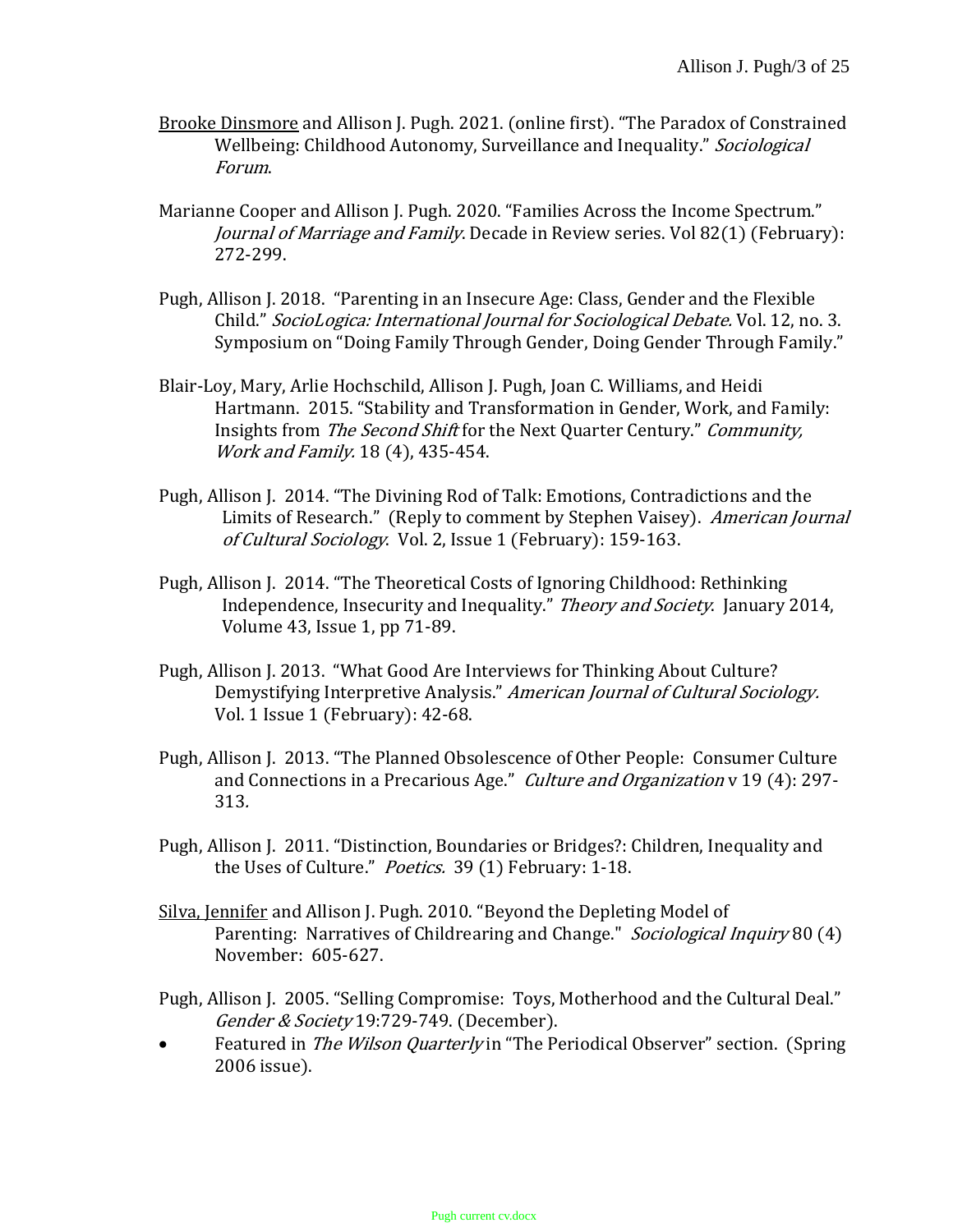<u>Brooke Dinsmore</u> and Allison J. Pugh. 2021. (online first). "The Paradox of Constrained Wellbeing: Childhood Autonomy, Surveillance and Inequality." *Sociological Forum*.

Marianne Cooper and Allison J. Pugh. 2020. "Families Across the Income Spectrum." *Journal of Marriage and Family*. Decade in Review series. Vol 82(1) (February): 272-299.

Pugh, Allison J. 2018. "Parenting in an Insecure Age: Class, Gender and the Flexible Child." *SocioLogica: International Journal for Sociological Debate.* Vol. 12, no. 3. Symposium on "Doing Family Through Gender, Doing Gender Through Family."

Blair-Loy, Mary, Arlie Hochschild, Allison J. Pugh, Joan C. Williams, and Heidi Hartmann. 2015. "Stability and Transformation in Gender, Work, and Family: Insights from *The Second Shift* for the Next Quarter Century." *Community, Work and Family.* 18 (4), 435-454.

Pugh, Allison J. 2014. "The Divining Rod of Talk: Emotions, Contradictions and the Limits of Research." (Reply to comment by Stephen Vaisey). *American Journal of Cultural Sociology*. Vol. 2, Issue 1 (February): 159-163.

Pugh, Allison J. 2014. "The Theoretical Costs of Ignoring Childhood: Rethinking Independence, Insecurity and Inequality." *Theory and Society*. January 2014, Volume 43, Issue 1, pp 71-89.

Pugh, Allison J. 2013. "What Good Are Interviews for Thinking About Culture? Demystifying Interpretive Analysis." *American Journal of Cultural Sociology.* Vol. 1 Issue 1 (February): 42-68.

Pugh, Allison J. 2013. "The Planned Obsolescence of Other People: Consumer Culture and Connections in a Precarious Age." *Culture and Organization* v 19 (4): 297-313.

Pugh, Allison J. 2011. "Distinction, Boundaries or Bridges?: Children, Inequality and the Uses of Culture." *Poetics.* 39 (1) February: 1-18.

<u>Silva, Jennifer</u> and Allison J. Pugh. 2010. "Beyond the Depleting Model of Parenting: Narratives of Childrearing and Change." *Sociological Inquiry* 80 (4) November: 605-627.

Pugh, Allison J. 2005. "Selling Compromise: Toys, Motherhood and the Cultural Deal." *Gender & Society* 19:729-749. (December).

- Featured in *The Wilson Quarterly* in "The Periodical Observer" section. (Spring 2006 issue).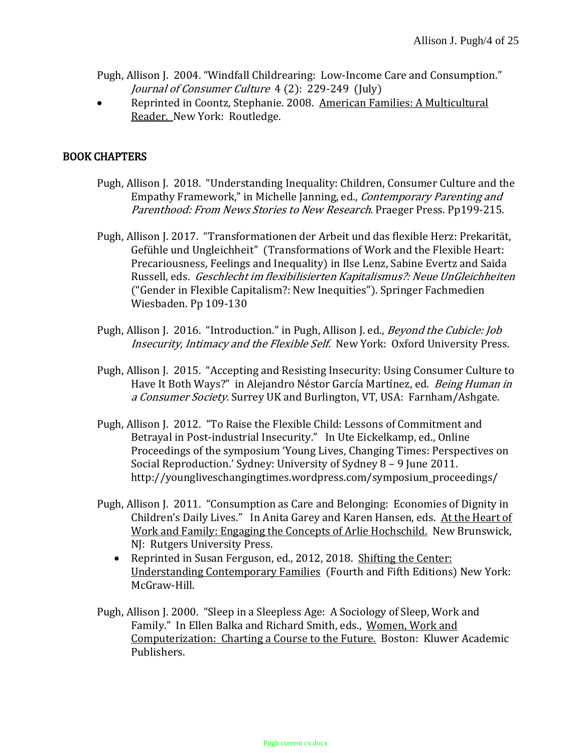Pugh, Allison J. 2004. "Windfall Childrearing: Low-Income Care and Consumption." *Journal of Consumer Culture* 4 (2): 229-249 (July)

- Reprinted in Coontz, Stephanie. 2008. American Families: A Multicultural Reader. New York: Routledge.

## BOOK CHAPTERS

Pugh, Allison J. 2018. "Understanding Inequality: Children, Consumer Culture and the Empathy Framework," in Michelle Janning, ed., *Contemporary Parenting and Parenthood: From News Stories to New Research.* Praeger Press. Pp199-215.

Pugh, Allison J. 2017. "Transformationen der Arbeit und das flexible Herz: Prekarität, Gefühle und Ungleichheit" (Transformations of Work and the Flexible Heart: Precariousness, Feelings and Inequality) in Ilse Lenz, Sabine Evertz and Saida Russell, eds. *Geschlecht im flexibilisierten Kapitalismus?: Neue UnGleichheiten* ("Gender in Flexible Capitalism?: New Inequities"). Springer Fachmedien Wiesbaden. Pp 109-130

Pugh, Allison J. 2016. "Introduction." in Pugh, Allison J. ed., *Beyond the Cubicle: Job Insecurity, Intimacy and the Flexible Self.* New York: Oxford University Press.

Pugh, Allison J. 2015. "Accepting and Resisting Insecurity: Using Consumer Culture to Have It Both Ways?" in Alejandro Néstor García Martínez, ed. *Being Human in a Consumer Society.* Surrey UK and Burlington, VT, USA: Farnham/Ashgate.

Pugh, Allison J. 2012. "To Raise the Flexible Child: Lessons of Commitment and Betrayal in Post-industrial Insecurity." In Ute Eickelkamp, ed., Online Proceedings of the symposium 'Young Lives, Changing Times: Perspectives on Social Reproduction.' Sydney: University of Sydney 8 – 9 June 2011. http://youngliveschangingtimes.wordpress.com/symposium_proceedings/

Pugh, Allison J. 2011. "Consumption as Care and Belonging: Economies of Dignity in Children's Daily Lives." In Anita Garey and Karen Hansen, eds. At the Heart of Work and Family: Engaging the Concepts of Arlie Hochschild. New Brunswick, NJ: Rutgers University Press.

- Reprinted in Susan Ferguson, ed., 2012, 2018. Shifting the Center: Understanding Contemporary Families (Fourth and Fifth Editions) New York: McGraw-Hill.

Pugh, Allison J. 2000. "Sleep in a Sleepless Age: A Sociology of Sleep, Work and Family." In Ellen Balka and Richard Smith, eds., Women, Work and Computerization: Charting a Course to the Future. Boston: Kluwer Academic Publishers.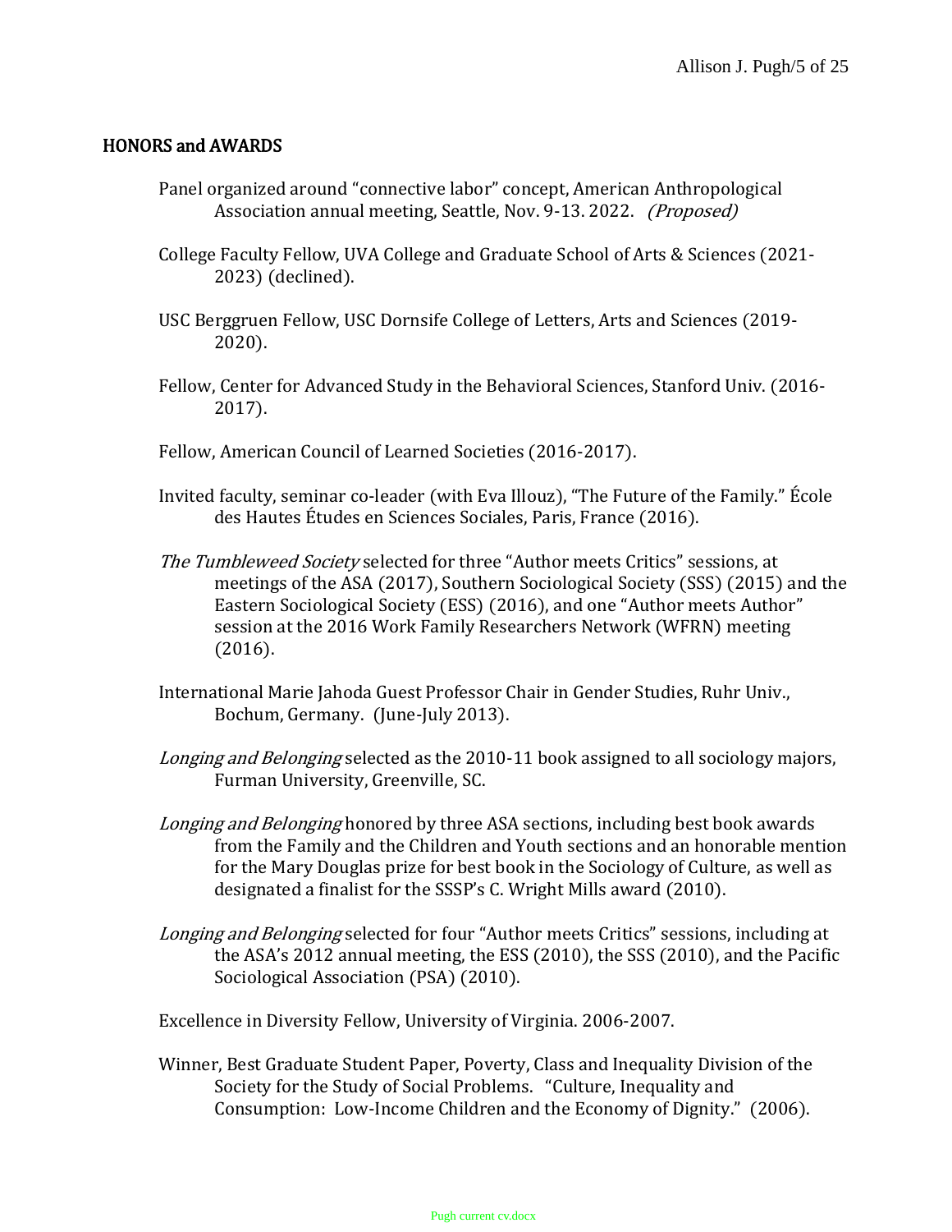## HONORS and AWARDS

Panel organized around "connective labor" concept, American Anthropological Association annual meeting, Seattle, Nov. 9-13. 2022. *(Proposed)*

College Faculty Fellow, UVA College and Graduate School of Arts & Sciences (2021-2023) (declined).

USC Berggruen Fellow, USC Dornsife College of Letters, Arts and Sciences (2019-2020).

Fellow, Center for Advanced Study in the Behavioral Sciences, Stanford Univ. (2016-2017).

Fellow, American Council of Learned Societies (2016-2017).

Invited faculty, seminar co-leader (with Eva Illouz), "The Future of the Family." École des Hautes Études en Sciences Sociales, Paris, France (2016).

*The Tumbleweed Society* selected for three "Author meets Critics" sessions, at meetings of the ASA (2017), Southern Sociological Society (SSS) (2015) and the Eastern Sociological Society (ESS) (2016), and one "Author meets Author" session at the 2016 Work Family Researchers Network (WFRN) meeting (2016).

International Marie Jahoda Guest Professor Chair in Gender Studies, Ruhr Univ., Bochum, Germany. (June-July 2013).

*Longing and Belonging* selected as the 2010-11 book assigned to all sociology majors, Furman University, Greenville, SC.

*Longing and Belonging* honored by three ASA sections, including best book awards from the Family and the Children and Youth sections and an honorable mention for the Mary Douglas prize for best book in the Sociology of Culture, as well as designated a finalist for the SSSP's C. Wright Mills award (2010).

*Longing and Belonging* selected for four "Author meets Critics" sessions, including at the ASA's 2012 annual meeting, the ESS (2010), the SSS (2010), and the Pacific Sociological Association (PSA) (2010).

Excellence in Diversity Fellow, University of Virginia. 2006-2007.

Winner, Best Graduate Student Paper, Poverty, Class and Inequality Division of the Society for the Study of Social Problems. "Culture, Inequality and Consumption: Low-Income Children and the Economy of Dignity." (2006).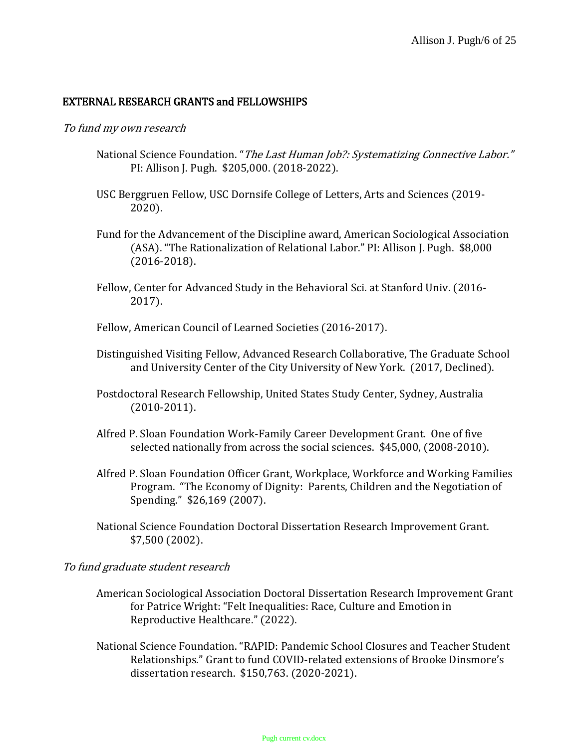## EXTERNAL RESEARCH GRANTS and FELLOWSHIPS

*To fund my own research*

National Science Foundation. "*The Last Human Job?: Systematizing Connective Labor.*" PI: Allison J. Pugh. $205,000. (2018-2022).

USC Berggruen Fellow, USC Dornsife College of Letters, Arts and Sciences (2019-2020).

Fund for the Advancement of the Discipline award, American Sociological Association (ASA). "The Rationalization of Relational Labor." PI: Allison J. Pugh. $8,000 (2016-2018).

Fellow, Center for Advanced Study in the Behavioral Sci. at Stanford Univ. (2016-2017).

Fellow, American Council of Learned Societies (2016-2017).

Distinguished Visiting Fellow, Advanced Research Collaborative, The Graduate School and University Center of the City University of New York. (2017, Declined).

Postdoctoral Research Fellowship, United States Study Center, Sydney, Australia (2010-2011).

Alfred P. Sloan Foundation Work-Family Career Development Grant. One of five selected nationally from across the social sciences. $45,000, (2008-2010).

Alfred P. Sloan Foundation Officer Grant, Workplace, Workforce and Working Families Program. "The Economy of Dignity: Parents, Children and the Negotiation of Spending." $26,169 (2007).

National Science Foundation Doctoral Dissertation Research Improvement Grant. $7,500 (2002).

*To fund graduate student research*

American Sociological Association Doctoral Dissertation Research Improvement Grant for Patrice Wright: "Felt Inequalities: Race, Culture and Emotion in Reproductive Healthcare." (2022).

National Science Foundation. "RAPID: Pandemic School Closures and Teacher Student Relationships." Grant to fund COVID-related extensions of Brooke Dinsmore's dissertation research. $150,763. (2020-2021).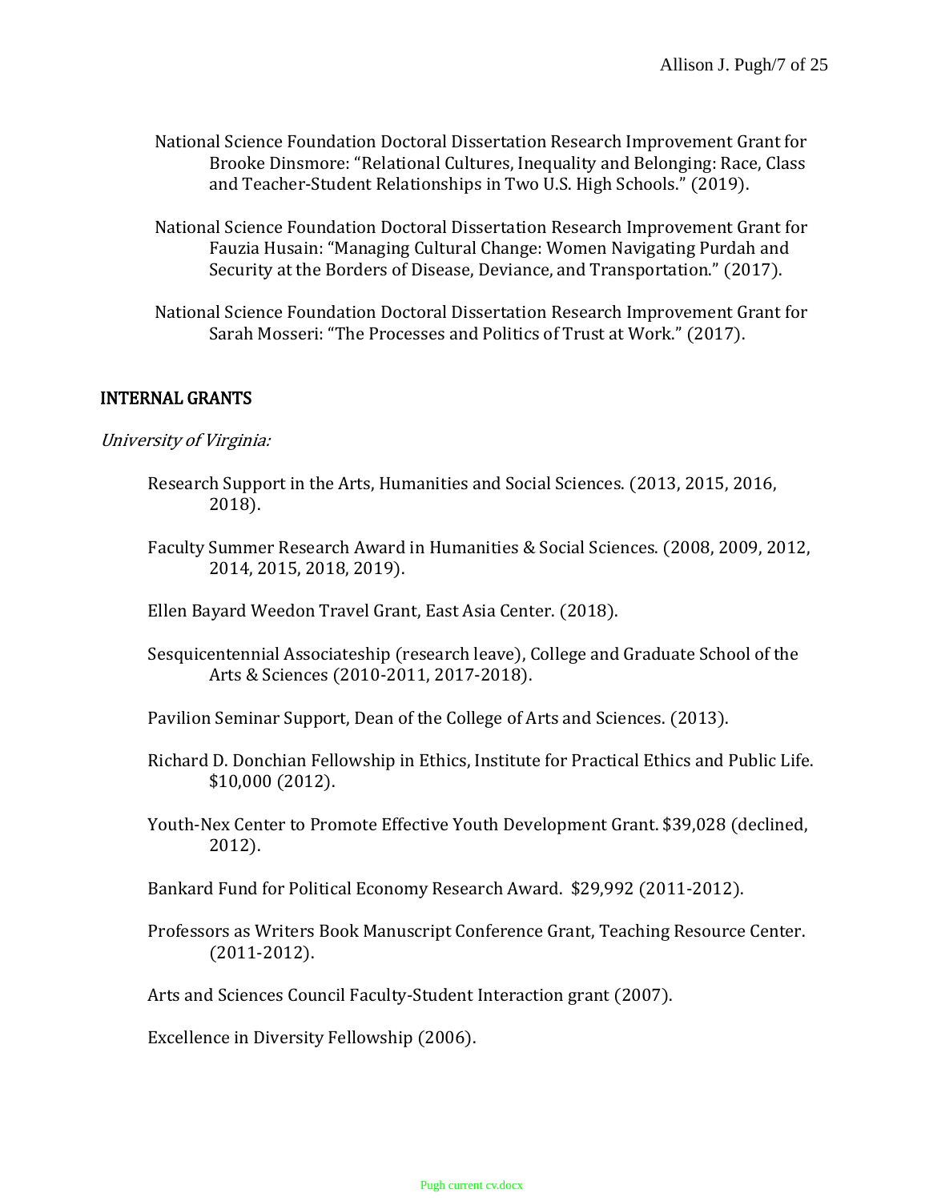National Science Foundation Doctoral Dissertation Research Improvement Grant for Brooke Dinsmore: "Relational Cultures, Inequality and Belonging: Race, Class and Teacher-Student Relationships in Two U.S. High Schools." (2019).

National Science Foundation Doctoral Dissertation Research Improvement Grant for Fauzia Husain: "Managing Cultural Change: Women Navigating Purdah and Security at the Borders of Disease, Deviance, and Transportation." (2017).

National Science Foundation Doctoral Dissertation Research Improvement Grant for Sarah Mosseri: "The Processes and Politics of Trust at Work." (2017).

## INTERNAL GRANTS

*University of Virginia:*

Research Support in the Arts, Humanities and Social Sciences. (2013, 2015, 2016, 2018).

Faculty Summer Research Award in Humanities & Social Sciences. (2008, 2009, 2012, 2014, 2015, 2018, 2019).

Ellen Bayard Weedon Travel Grant, East Asia Center. (2018).

Sesquicentennial Associateship (research leave), College and Graduate School of the Arts & Sciences (2010-2011, 2017-2018).

Pavilion Seminar Support, Dean of the College of Arts and Sciences. (2013).

Richard D. Donchian Fellowship in Ethics, Institute for Practical Ethics and Public Life. $10,000 (2012).

Youth-Nex Center to Promote Effective Youth Development Grant. $39,028 (declined, 2012).

Bankard Fund for Political Economy Research Award. $29,992 (2011-2012).

Professors as Writers Book Manuscript Conference Grant, Teaching Resource Center. (2011-2012).

Arts and Sciences Council Faculty-Student Interaction grant (2007).

Excellence in Diversity Fellowship (2006).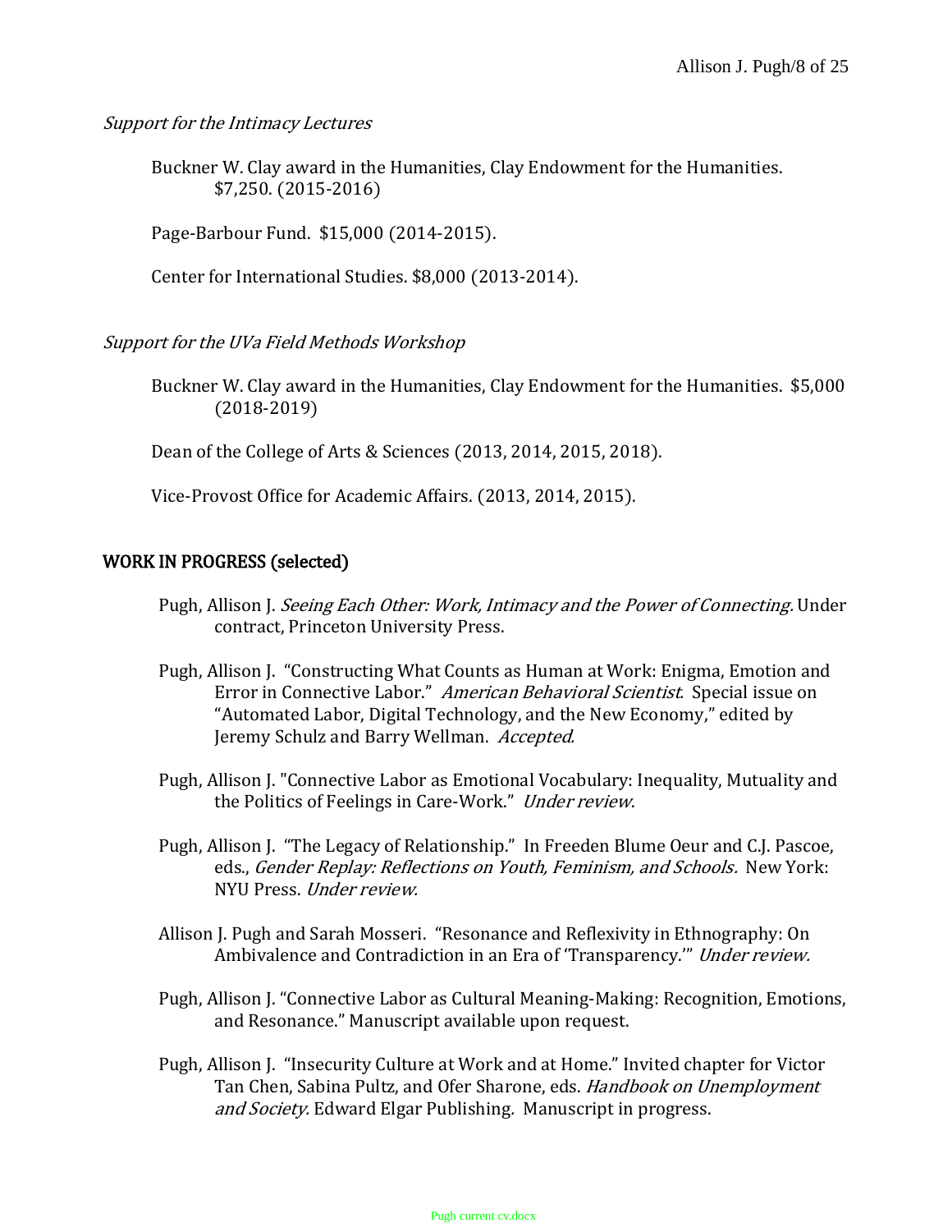*Support for the Intimacy Lectures*

Buckner W. Clay award in the Humanities, Clay Endowment for the Humanities. $7,250. (2015-2016)

Page-Barbour Fund. $15,000 (2014-2015).

Center for International Studies. $8,000 (2013-2014).

*Support for the UVa Field Methods Workshop*

Buckner W. Clay award in the Humanities, Clay Endowment for the Humanities. $5,000 (2018-2019)

Dean of the College of Arts & Sciences (2013, 2014, 2015, 2018).

Vice-Provost Office for Academic Affairs. (2013, 2014, 2015).

## WORK IN PROGRESS (selected)

Pugh, Allison J. *Seeing Each Other: Work, Intimacy and the Power of Connecting.* Under contract, Princeton University Press.

Pugh, Allison J. "Constructing What Counts as Human at Work: Enigma, Emotion and Error in Connective Labor." *American Behavioral Scientist.* Special issue on "Automated Labor, Digital Technology, and the New Economy," edited by Jeremy Schulz and Barry Wellman. *Accepted.*

Pugh, Allison J. "Connective Labor as Emotional Vocabulary: Inequality, Mutuality and the Politics of Feelings in Care-Work." *Under review*.

Pugh, Allison J. "The Legacy of Relationship." In Freeden Blume Oeur and C.J. Pascoe, eds., *Gender Replay: Reflections on Youth, Feminism, and Schools.* New York: NYU Press. *Under review.*

Allison J. Pugh and Sarah Mosseri. "Resonance and Reflexivity in Ethnography: On Ambivalence and Contradiction in an Era of 'Transparency.'" *Under review.*

Pugh, Allison J. "Connective Labor as Cultural Meaning-Making: Recognition, Emotions, and Resonance." Manuscript available upon request.

Pugh, Allison J. "Insecurity Culture at Work and at Home." Invited chapter for Victor Tan Chen, Sabina Pultz, and Ofer Sharone, eds. *Handbook on Unemployment and Society.* Edward Elgar Publishing. Manuscript in progress.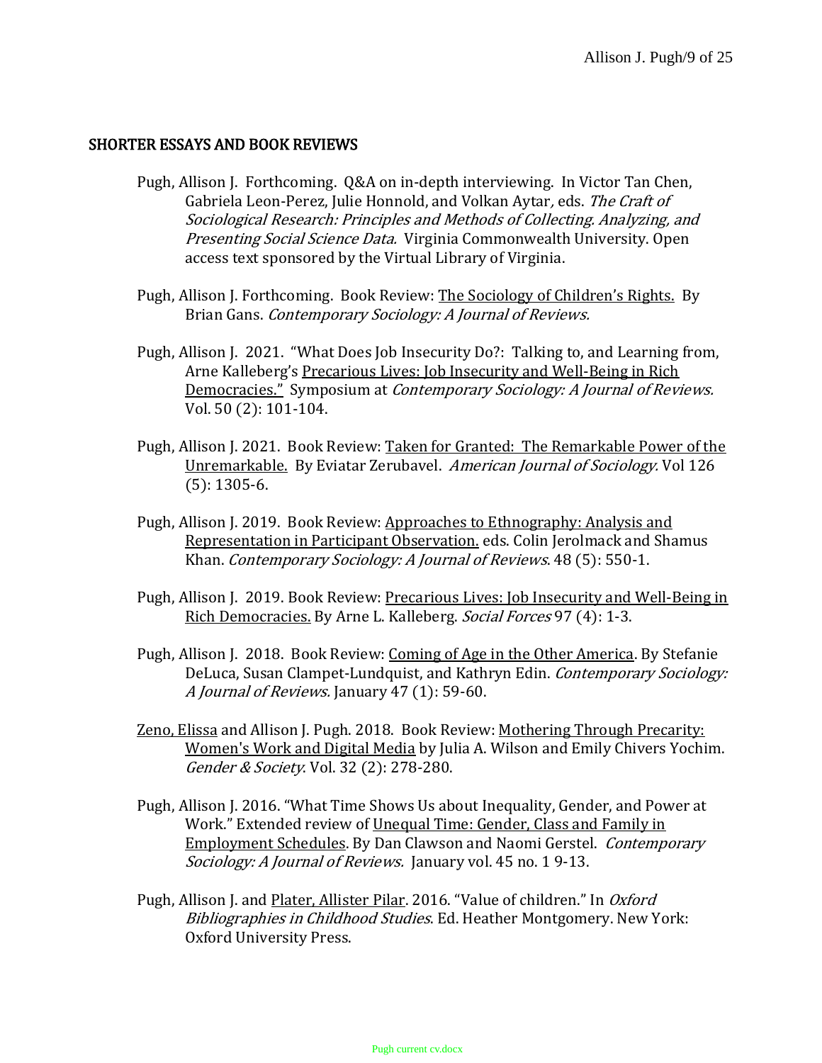## SHORTER ESSAYS AND BOOK REVIEWS

Pugh, Allison J. Forthcoming. Q&A on in-depth interviewing. In Victor Tan Chen, Gabriela Leon-Perez, Julie Honnold, and Volkan Aytar, eds. *The Craft of Sociological Research: Principles and Methods of Collecting. Analyzing, and Presenting Social Science Data.* Virginia Commonwealth University. Open access text sponsored by the Virtual Library of Virginia.

Pugh, Allison J. Forthcoming. Book Review: The Sociology of Children's Rights. By Brian Gans. *Contemporary Sociology: A Journal of Reviews.*

Pugh, Allison J. 2021. "What Does Job Insecurity Do?: Talking to, and Learning from, Arne Kalleberg's Precarious Lives: Job Insecurity and Well-Being in Rich Democracies." Symposium at *Contemporary Sociology: A Journal of Reviews.* Vol. 50 (2): 101-104.

Pugh, Allison J. 2021. Book Review: Taken for Granted: The Remarkable Power of the Unremarkable. By Eviatar Zerubavel. *American Journal of Sociology.* Vol 126 (5): 1305-6.

Pugh, Allison J. 2019. Book Review: Approaches to Ethnography: Analysis and Representation in Participant Observation. eds. Colin Jerolmack and Shamus Khan. *Contemporary Sociology: A Journal of Reviews*. 48 (5): 550-1.

Pugh, Allison J. 2019. Book Review: Precarious Lives: Job Insecurity and Well-Being in Rich Democracies. By Arne L. Kalleberg. *Social Forces* 97 (4): 1-3.

Pugh, Allison J. 2018. Book Review: Coming of Age in the Other America. By Stefanie DeLuca, Susan Clampet-Lundquist, and Kathryn Edin. *Contemporary Sociology: A Journal of Reviews.* January 47 (1): 59-60.

Zeno, Elissa and Allison J. Pugh. 2018. Book Review: Mothering Through Precarity: Women's Work and Digital Media by Julia A. Wilson and Emily Chivers Yochim. *Gender & Society*. Vol. 32 (2): 278-280.

Pugh, Allison J. 2016. "What Time Shows Us about Inequality, Gender, and Power at Work." Extended review of Unequal Time: Gender, Class and Family in Employment Schedules. By Dan Clawson and Naomi Gerstel. *Contemporary Sociology: A Journal of Reviews.* January vol. 45 no. 1 9-13.

Pugh, Allison J. and Plater, Allister Pilar. 2016. "Value of children." In *Oxford Bibliographies in Childhood Studies*. Ed. Heather Montgomery. New York: Oxford University Press.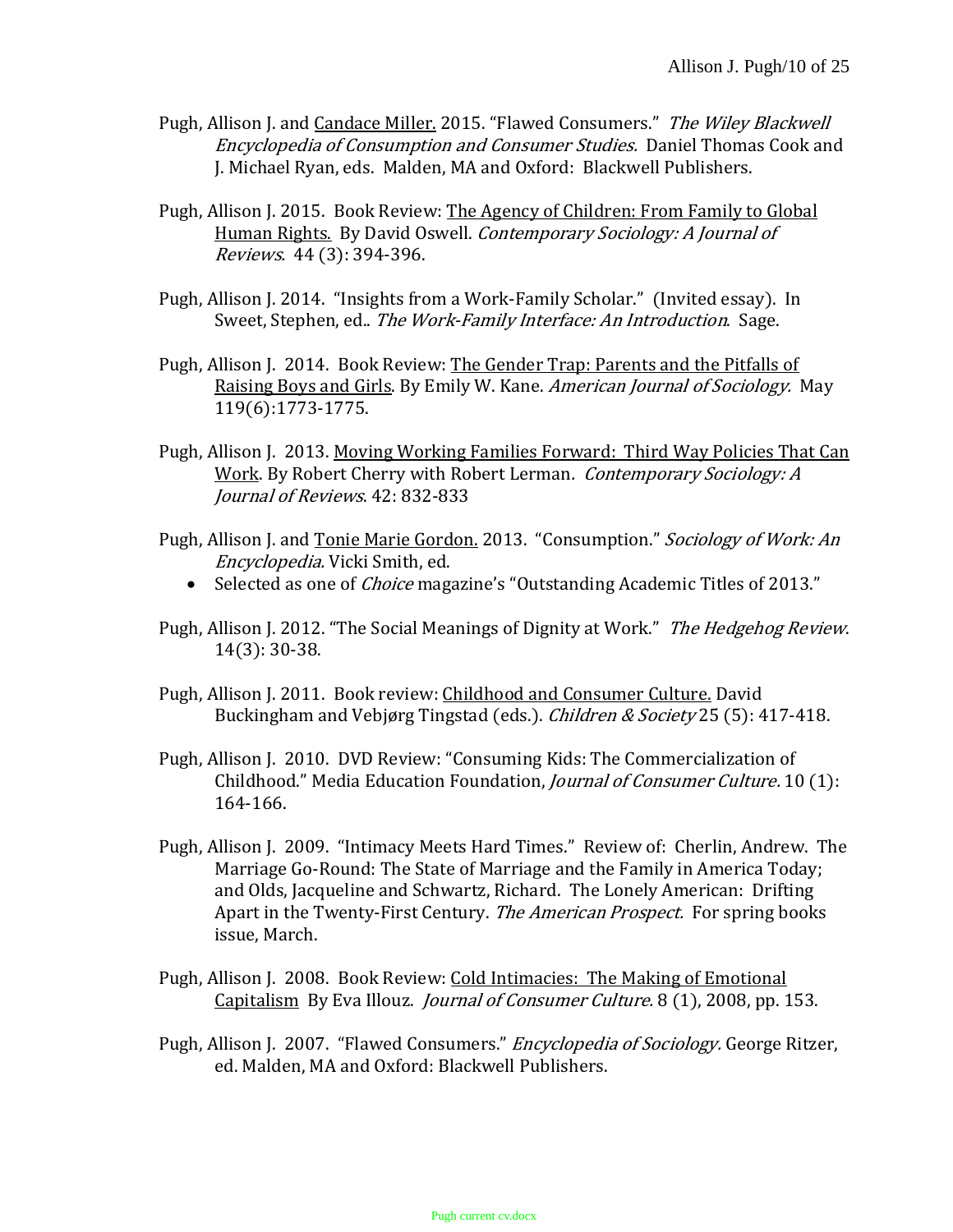Pugh, Allison J. and Candace Miller. 2015. "Flawed Consumers." *The Wiley Blackwell Encyclopedia of Consumption and Consumer Studies.* Daniel Thomas Cook and J. Michael Ryan, eds. Malden, MA and Oxford: Blackwell Publishers.

Pugh, Allison J. 2015. Book Review: The Agency of Children: From Family to Global Human Rights. By David Oswell. *Contemporary Sociology: A Journal of Reviews.* 44 (3): 394-396.

Pugh, Allison J. 2014. "Insights from a Work-Family Scholar." (Invited essay). In Sweet, Stephen, ed.. *The Work-Family Interface: An Introduction*. Sage.

Pugh, Allison J. 2014. Book Review: The Gender Trap: Parents and the Pitfalls of Raising Boys and Girls. By Emily W. Kane. *American Journal of Sociology.* May 119(6):1773-1775.

Pugh, Allison J. 2013. Moving Working Families Forward: Third Way Policies That Can Work. By Robert Cherry with Robert Lerman. *Contemporary Sociology: A Journal of Reviews*. 42: 832-833

Pugh, Allison J. and Tonie Marie Gordon. 2013. "Consumption." *Sociology of Work: An Encyclopedia.* Vicki Smith, ed.

- Selected as one of *Choice* magazine's "Outstanding Academic Titles of 2013."

Pugh, Allison J. 2012. "The Social Meanings of Dignity at Work." *The Hedgehog Review*. 14(3): 30-38.

Pugh, Allison J. 2011. Book review: Childhood and Consumer Culture. David Buckingham and Vebjørg Tingstad (eds.). *Children & Society* 25 (5): 417-418.

Pugh, Allison J. 2010. DVD Review: "Consuming Kids: The Commercialization of Childhood." Media Education Foundation, *Journal of Consumer Culture.* 10 (1): 164-166.

Pugh, Allison J. 2009. "Intimacy Meets Hard Times." Review of: Cherlin, Andrew. The Marriage Go-Round: The State of Marriage and the Family in America Today; and Olds, Jacqueline and Schwartz, Richard. The Lonely American: Drifting Apart in the Twenty-First Century. *The American Prospect.* For spring books issue, March.

Pugh, Allison J. 2008. Book Review: Cold Intimacies: The Making of Emotional Capitalism By Eva Illouz. *Journal of Consumer Culture.* 8 (1), 2008, pp. 153.

Pugh, Allison J. 2007. "Flawed Consumers." *Encyclopedia of Sociology.* George Ritzer, ed. Malden, MA and Oxford: Blackwell Publishers.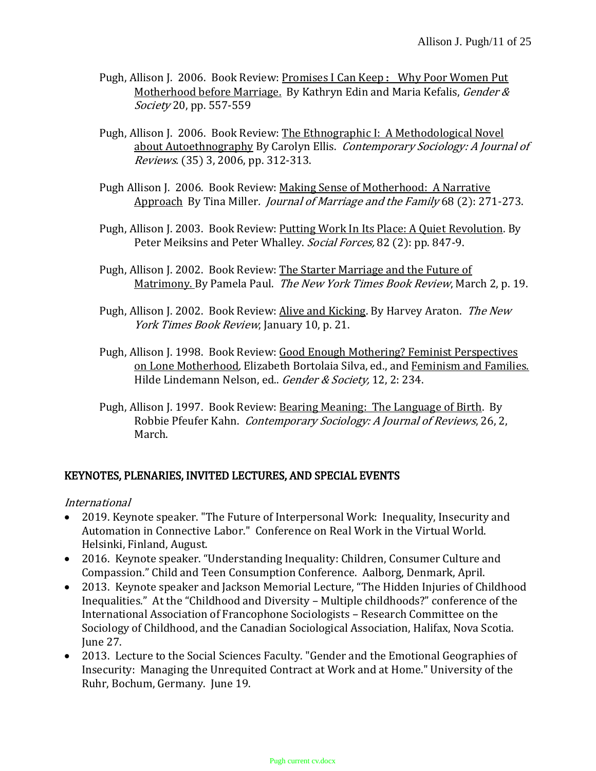Pugh, Allison J. 2006. Book Review: Promises I Can Keep : Why Poor Women Put Motherhood before Marriage. By Kathryn Edin and Maria Kefalis, *Gender & Society* 20, pp. 557-559

Pugh, Allison J. 2006. Book Review: The Ethnographic I: A Methodological Novel about Autoethnography By Carolyn Ellis. *Contemporary Sociology: A Journal of Reviews.* (35) 3, 2006, pp. 312-313.

Pugh Allison J. 2006. Book Review: Making Sense of Motherhood: A Narrative Approach By Tina Miller*. Journal of Marriage and the Family* 68 (2): 271-273.

Pugh, Allison J. 2003. Book Review: Putting Work In Its Place: A Quiet Revolution. By Peter Meiksins and Peter Whalley. *Social Forces,* 82 (2): pp. 847-9.

Pugh, Allison J. 2002. Book Review: The Starter Marriage and the Future of Matrimony. By Pamela Paul. *The New York Times Book Review*, March 2, p. 19.

Pugh, Allison J. 2002. Book Review: Alive and Kicking. By Harvey Araton. *The New York Times Book Review*, January 10, p. 21.

Pugh, Allison J. 1998. Book Review: Good Enough Mothering? Feminist Perspectives on Lone Motherhood*,* Elizabeth Bortolaia Silva, ed., and Feminism and Families. Hilde Lindemann Nelson, ed.. *Gender & Society,* 12, 2: 234.

Pugh, Allison J. 1997. Book Review: Bearing Meaning: The Language of Birth. By Robbie Pfeufer Kahn. *Contemporary Sociology: A Journal of Reviews*, 26, 2, March.

## KEYNOTES, PLENARIES, INVITED LECTURES, AND SPECIAL EVENTS

*International*

- 2019. Keynote speaker. "The Future of Interpersonal Work: Inequality, Insecurity and Automation in Connective Labor." Conference on Real Work in the Virtual World. Helsinki, Finland, August.
- 2016. Keynote speaker. "Understanding Inequality: Children, Consumer Culture and Compassion." Child and Teen Consumption Conference. Aalborg, Denmark, April.
- 2013. Keynote speaker and Jackson Memorial Lecture, "The Hidden Injuries of Childhood Inequalities." At the "Childhood and Diversity – Multiple childhoods?" conference of the International Association of Francophone Sociologists – Research Committee on the Sociology of Childhood, and the Canadian Sociological Association, Halifax, Nova Scotia. June 27.
- 2013. Lecture to the Social Sciences Faculty. "Gender and the Emotional Geographies of Insecurity: Managing the Unrequited Contract at Work and at Home." University of the Ruhr, Bochum, Germany. June 19.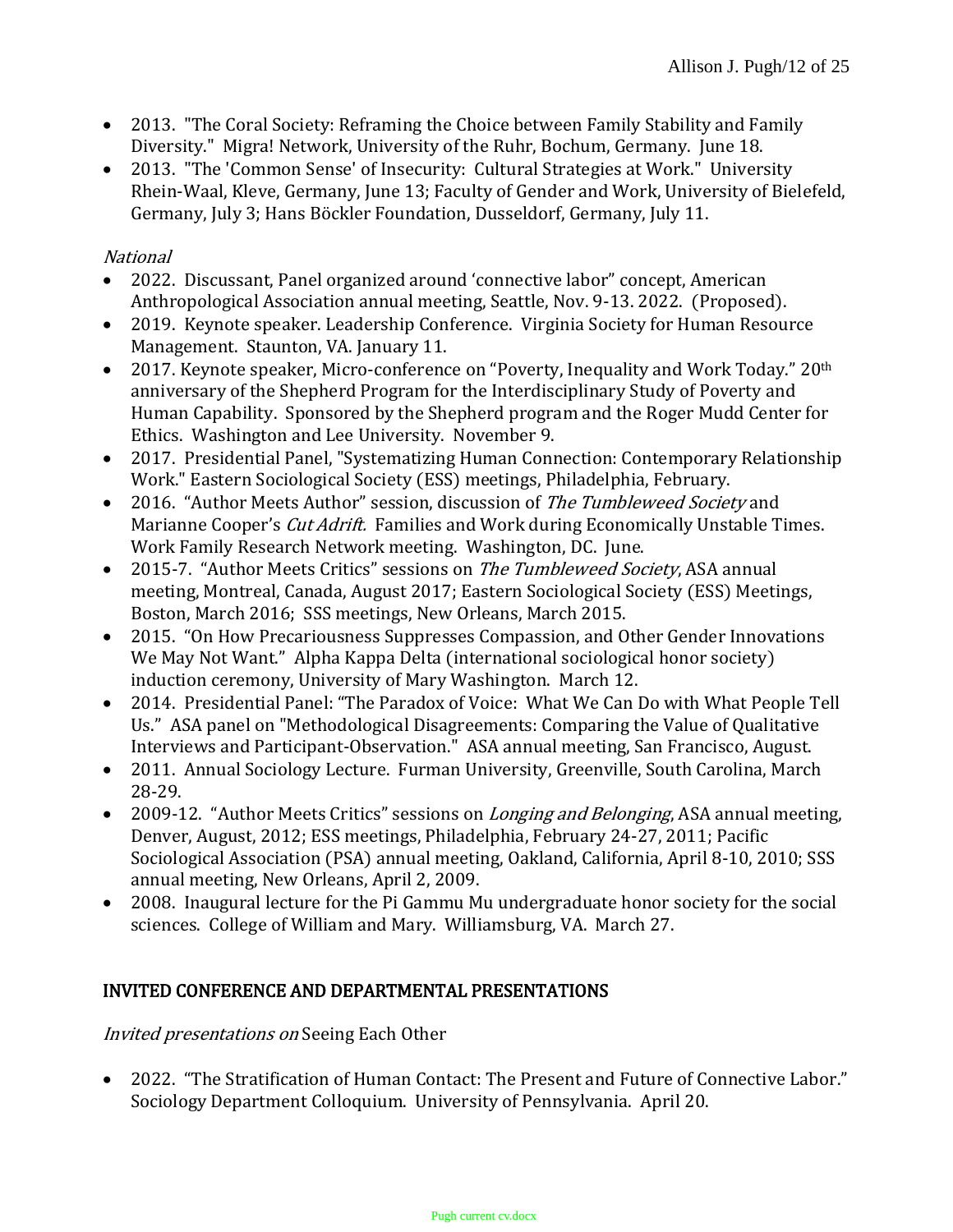- 2013. "The Coral Society: Reframing the Choice between Family Stability and Family Diversity." Migra! Network, University of the Ruhr, Bochum, Germany. June 18.
- 2013. "The 'Common Sense' of Insecurity: Cultural Strategies at Work." University Rhein-Waal, Kleve, Germany, June 13; Faculty of Gender and Work, University of Bielefeld, Germany, July 3; Hans Böckler Foundation, Dusseldorf, Germany, July 11.

*National*

- 2022. Discussant, Panel organized around 'connective labor" concept, American Anthropological Association annual meeting, Seattle, Nov. 9-13. 2022. (Proposed).
- 2019. Keynote speaker. Leadership Conference. Virginia Society for Human Resource Management. Staunton, VA. January 11.
- 2017. Keynote speaker, Micro-conference on "Poverty, Inequality and Work Today." 20th anniversary of the Shepherd Program for the Interdisciplinary Study of Poverty and Human Capability. Sponsored by the Shepherd program and the Roger Mudd Center for Ethics. Washington and Lee University. November 9.
- 2017. Presidential Panel, "Systematizing Human Connection: Contemporary Relationship Work." Eastern Sociological Society (ESS) meetings, Philadelphia, February.
- 2016. "Author Meets Author" session, discussion of *The Tumbleweed Society* and Marianne Cooper's *Cut Adrift.* Families and Work during Economically Unstable Times. Work Family Research Network meeting. Washington, DC. June.
- 2015-7. "Author Meets Critics" sessions on *The Tumbleweed Society*, ASA annual meeting, Montreal, Canada, August 2017; Eastern Sociological Society (ESS) Meetings, Boston, March 2016; SSS meetings, New Orleans, March 2015.
- 2015. "On How Precariousness Suppresses Compassion, and Other Gender Innovations We May Not Want." Alpha Kappa Delta (international sociological honor society) induction ceremony, University of Mary Washington. March 12.
- 2014. Presidential Panel: "The Paradox of Voice: What We Can Do with What People Tell Us." ASA panel on "Methodological Disagreements: Comparing the Value of Qualitative Interviews and Participant-Observation." ASA annual meeting, San Francisco, August.
- 2011. Annual Sociology Lecture. Furman University, Greenville, South Carolina, March 28-29.
- 2009-12. "Author Meets Critics" sessions on *Longing and Belonging*, ASA annual meeting, Denver, August, 2012; ESS meetings, Philadelphia, February 24-27, 2011; Pacific Sociological Association (PSA) annual meeting, Oakland, California, April 8-10, 2010; SSS annual meeting, New Orleans, April 2, 2009.
- 2008. Inaugural lecture for the Pi Gammu Mu undergraduate honor society for the social sciences. College of William and Mary. Williamsburg, VA. March 27.

## INVITED CONFERENCE AND DEPARTMENTAL PRESENTATIONS

*Invited presentations on* Seeing Each Other

- 2022. "The Stratification of Human Contact: The Present and Future of Connective Labor." Sociology Department Colloquium. University of Pennsylvania. April 20.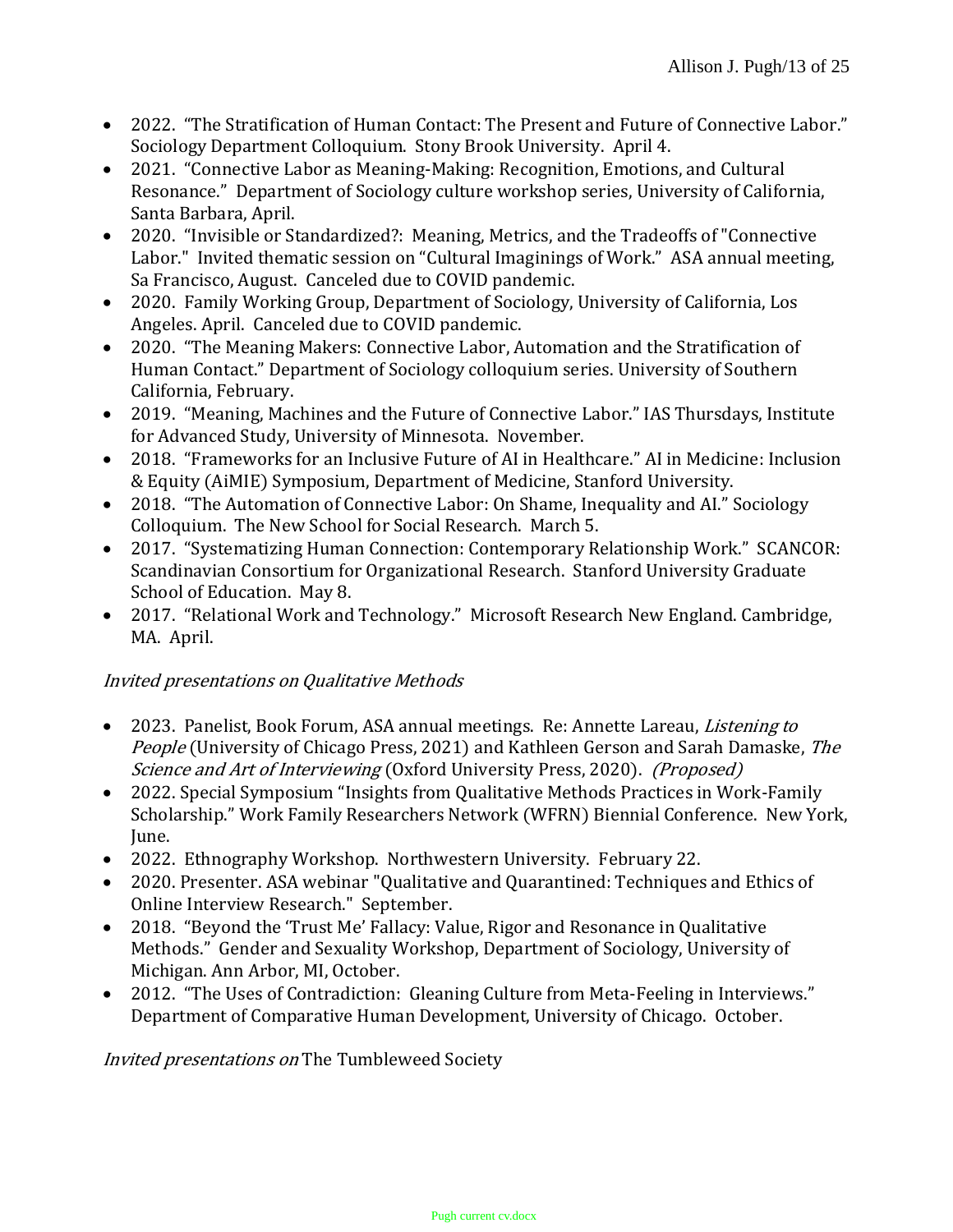- 2022. “The Stratification of Human Contact: The Present and Future of Connective Labor.” Sociology Department Colloquium. Stony Brook University. April 4.
- 2021. “Connective Labor as Meaning-Making: Recognition, Emotions, and Cultural Resonance.” Department of Sociology culture workshop series, University of California, Santa Barbara, April.
- 2020. “Invisible or Standardized?: Meaning, Metrics, and the Tradeoffs of "Connective Labor." Invited thematic session on “Cultural Imaginings of Work.” ASA annual meeting, Sa Francisco, August. Canceled due to COVID pandemic.
- 2020. Family Working Group, Department of Sociology, University of California, Los Angeles. April. Canceled due to COVID pandemic.
- 2020. “The Meaning Makers: Connective Labor, Automation and the Stratification of Human Contact.” Department of Sociology colloquium series. University of Southern California, February.
- 2019. “Meaning, Machines and the Future of Connective Labor.” IAS Thursdays, Institute for Advanced Study, University of Minnesota. November.
- 2018. “Frameworks for an Inclusive Future of AI in Healthcare.” AI in Medicine: Inclusion & Equity (AiMIE) Symposium, Department of Medicine, Stanford University.
- 2018. “The Automation of Connective Labor: On Shame, Inequality and AI.” Sociology Colloquium. The New School for Social Research. March 5.
- 2017. “Systematizing Human Connection: Contemporary Relationship Work.” SCANCOR: Scandinavian Consortium for Organizational Research. Stanford University Graduate School of Education. May 8.
- 2017. “Relational Work and Technology.” Microsoft Research New England. Cambridge, MA. April.

*Invited presentations on Qualitative Methods*

- 2023. Panelist, Book Forum, ASA annual meetings. Re: Annette Lareau, *Listening to People* (University of Chicago Press, 2021) and Kathleen Gerson and Sarah Damaske, *The Science and Art of Interviewing* (Oxford University Press, 2020). *(Proposed)*
- 2022. Special Symposium “Insights from Qualitative Methods Practices in Work-Family Scholarship.” Work Family Researchers Network (WFRN) Biennial Conference. New York, June.
- 2022. Ethnography Workshop. Northwestern University. February 22.
- 2020. Presenter. ASA webinar "Qualitative and Quarantined: Techniques and Ethics of Online Interview Research." September.
- 2018. “Beyond the ‘Trust Me’ Fallacy: Value, Rigor and Resonance in Qualitative Methods.” Gender and Sexuality Workshop, Department of Sociology, University of Michigan. Ann Arbor, MI, October.
- 2012. “The Uses of Contradiction: Gleaning Culture from Meta-Feeling in Interviews.” Department of Comparative Human Development, University of Chicago. October.

*Invited presentations on* The Tumbleweed Society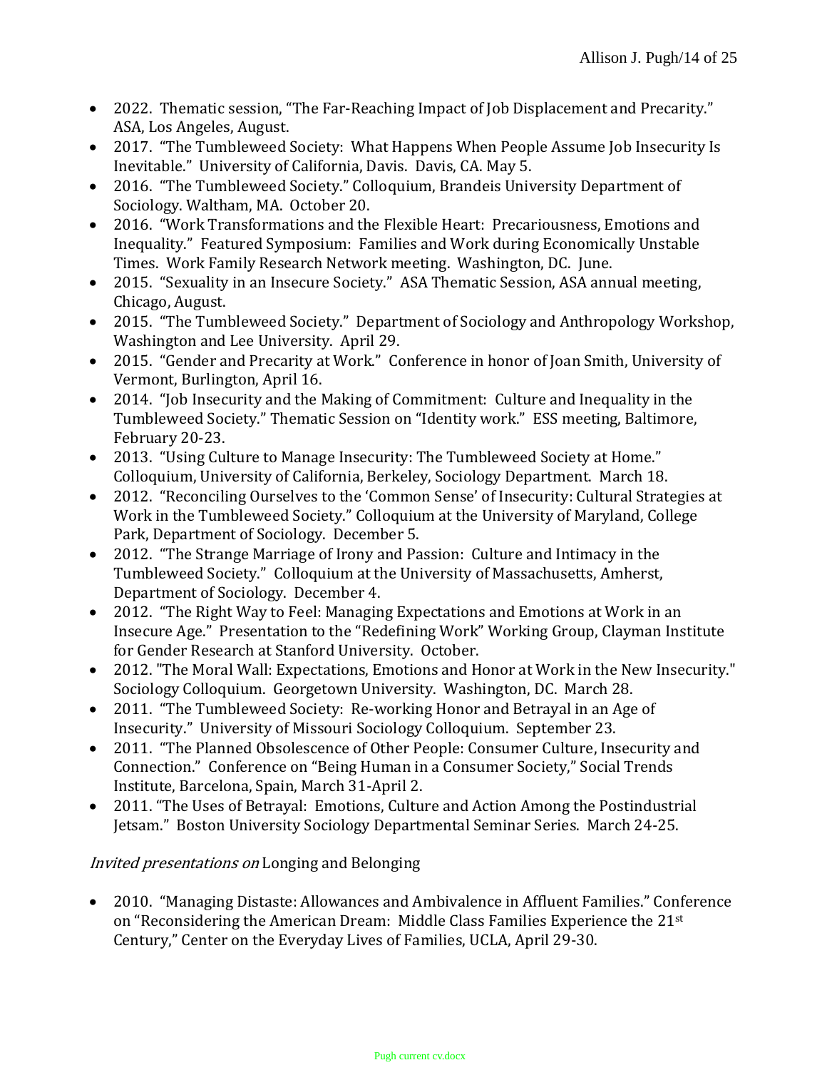- 2022. Thematic session, "The Far-Reaching Impact of Job Displacement and Precarity." ASA, Los Angeles, August.
- 2017. "The Tumbleweed Society: What Happens When People Assume Job Insecurity Is Inevitable." University of California, Davis. Davis, CA. May 5.
- 2016. "The Tumbleweed Society." Colloquium, Brandeis University Department of Sociology. Waltham, MA. October 20.
- 2016. "Work Transformations and the Flexible Heart: Precariousness, Emotions and Inequality." Featured Symposium: Families and Work during Economically Unstable Times. Work Family Research Network meeting. Washington, DC. June.
- 2015. "Sexuality in an Insecure Society." ASA Thematic Session, ASA annual meeting, Chicago, August.
- 2015. "The Tumbleweed Society." Department of Sociology and Anthropology Workshop, Washington and Lee University. April 29.
- 2015. "Gender and Precarity at Work." Conference in honor of Joan Smith, University of Vermont, Burlington, April 16.
- 2014. "Job Insecurity and the Making of Commitment: Culture and Inequality in the Tumbleweed Society." Thematic Session on "Identity work." ESS meeting, Baltimore, February 20-23.
- 2013. "Using Culture to Manage Insecurity: The Tumbleweed Society at Home." Colloquium, University of California, Berkeley, Sociology Department. March 18.
- 2012. "Reconciling Ourselves to the 'Common Sense' of Insecurity: Cultural Strategies at Work in the Tumbleweed Society." Colloquium at the University of Maryland, College Park, Department of Sociology. December 5.
- 2012. "The Strange Marriage of Irony and Passion: Culture and Intimacy in the Tumbleweed Society." Colloquium at the University of Massachusetts, Amherst, Department of Sociology. December 4.
- 2012. "The Right Way to Feel: Managing Expectations and Emotions at Work in an Insecure Age." Presentation to the "Redefining Work" Working Group, Clayman Institute for Gender Research at Stanford University. October.
- 2012. "The Moral Wall: Expectations, Emotions and Honor at Work in the New Insecurity." Sociology Colloquium. Georgetown University. Washington, DC. March 28.
- 2011. "The Tumbleweed Society: Re-working Honor and Betrayal in an Age of Insecurity." University of Missouri Sociology Colloquium. September 23.
- 2011. "The Planned Obsolescence of Other People: Consumer Culture, Insecurity and Connection." Conference on "Being Human in a Consumer Society," Social Trends Institute, Barcelona, Spain, March 31-April 2.
- 2011. "The Uses of Betrayal: Emotions, Culture and Action Among the Postindustrial Jetsam." Boston University Sociology Departmental Seminar Series. March 24-25.

*Invited presentations on* Longing and Belonging

- 2010. "Managing Distaste: Allowances and Ambivalence in Affluent Families." Conference on "Reconsidering the American Dream: Middle Class Families Experience the 21st Century," Center on the Everyday Lives of Families, UCLA, April 29-30.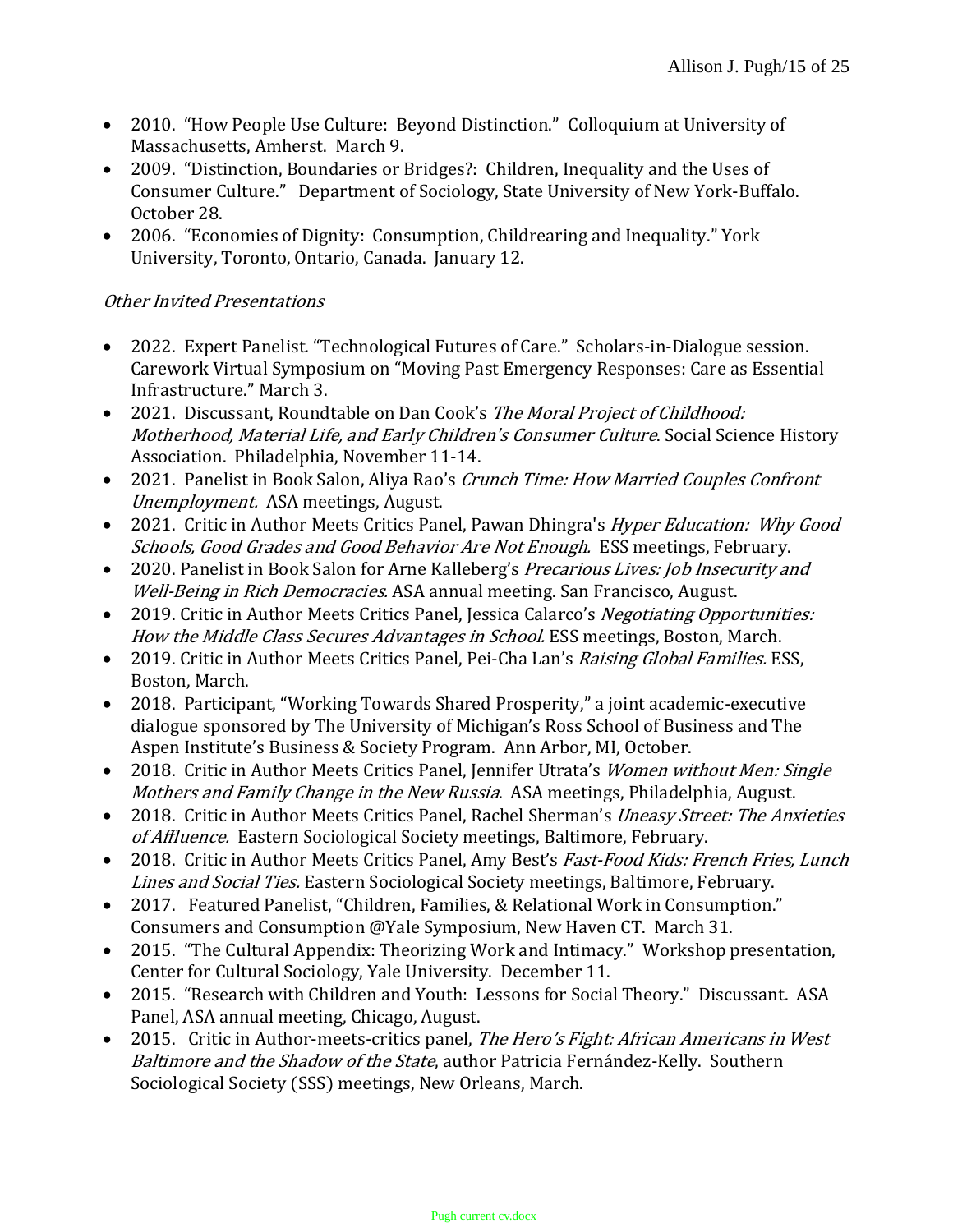- 2010. "How People Use Culture: Beyond Distinction." Colloquium at University of Massachusetts, Amherst. March 9.
- 2009. "Distinction, Boundaries or Bridges?: Children, Inequality and the Uses of Consumer Culture." Department of Sociology, State University of New York-Buffalo. October 28.
- 2006. "Economies of Dignity: Consumption, Childrearing and Inequality." York University, Toronto, Ontario, Canada. January 12.

*Other Invited Presentations*

- 2022. Expert Panelist. "Technological Futures of Care." Scholars-in-Dialogue session. Carework Virtual Symposium on "Moving Past Emergency Responses: Care as Essential Infrastructure." March 3.
- 2021. Discussant, Roundtable on Dan Cook's *The Moral Project of Childhood: Motherhood, Material Life, and Early Children's Consumer Culture*. Social Science History Association. Philadelphia, November 11-14.
- 2021. Panelist in Book Salon, Aliya Rao's *Crunch Time: How Married Couples Confront Unemployment.* ASA meetings, August.
- 2021. Critic in Author Meets Critics Panel, Pawan Dhingra's *Hyper Education: Why Good Schools, Good Grades and Good Behavior Are Not Enough.* ESS meetings, February.
- 2020. Panelist in Book Salon for Arne Kalleberg's *Precarious Lives: Job Insecurity and Well-Being in Rich Democracies.* ASA annual meeting. San Francisco, August.
- 2019. Critic in Author Meets Critics Panel, Jessica Calarco's *Negotiating Opportunities: How the Middle Class Secures Advantages in School.* ESS meetings, Boston, March.
- 2019. Critic in Author Meets Critics Panel, Pei-Cha Lan's *Raising Global Families.* ESS, Boston, March.
- 2018. Participant, "Working Towards Shared Prosperity," a joint academic-executive dialogue sponsored by The University of Michigan's Ross School of Business and The Aspen Institute's Business & Society Program. Ann Arbor, MI, October.
- 2018. Critic in Author Meets Critics Panel, Jennifer Utrata's *Women without Men: Single Mothers and Family Change in the New Russia*. ASA meetings, Philadelphia, August.
- 2018. Critic in Author Meets Critics Panel, Rachel Sherman's *Uneasy Street: The Anxieties of Affluence.* Eastern Sociological Society meetings, Baltimore, February.
- 2018. Critic in Author Meets Critics Panel, Amy Best's *Fast-Food Kids: French Fries, Lunch Lines and Social Ties.* Eastern Sociological Society meetings, Baltimore, February.
- 2017. Featured Panelist, "Children, Families, & Relational Work in Consumption." Consumers and Consumption @Yale Symposium, New Haven CT. March 31.
- 2015. "The Cultural Appendix: Theorizing Work and Intimacy." Workshop presentation, Center for Cultural Sociology, Yale University. December 11.
- 2015. "Research with Children and Youth: Lessons for Social Theory." Discussant. ASA Panel, ASA annual meeting, Chicago, August.
- 2015. Critic in Author-meets-critics panel, *The Hero's Fight: African Americans in West Baltimore and the Shadow of the State*, author Patricia Fernández-Kelly. Southern Sociological Society (SSS) meetings, New Orleans, March.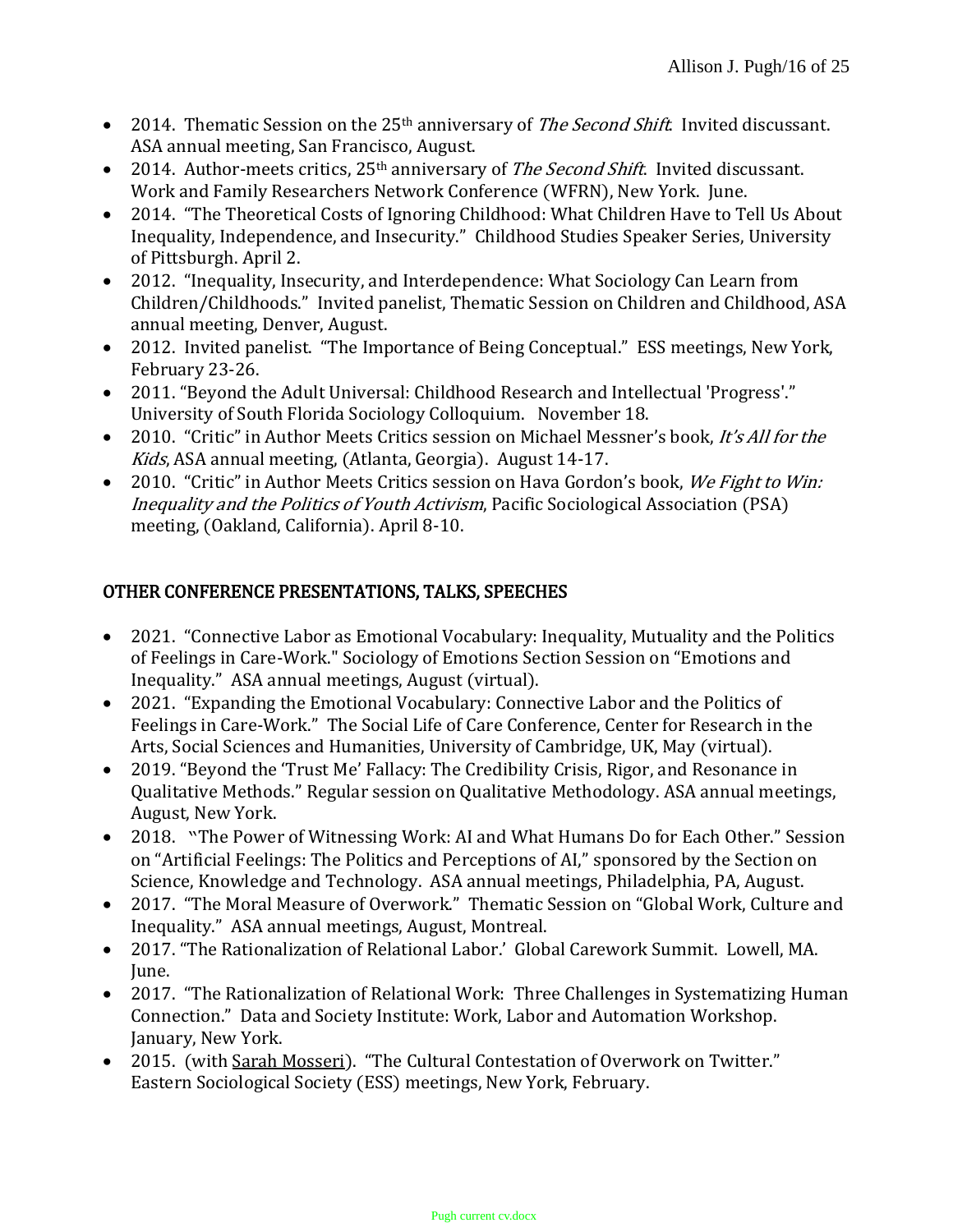- 2014. Thematic Session on the 25th anniversary of *The Second Shift*. Invited discussant. ASA annual meeting, San Francisco, August.
- 2014. Author-meets critics, 25th anniversary of *The Second Shift*. Invited discussant. Work and Family Researchers Network Conference (WFRN), New York. June.
- 2014. "The Theoretical Costs of Ignoring Childhood: What Children Have to Tell Us About Inequality, Independence, and Insecurity." Childhood Studies Speaker Series, University of Pittsburgh. April 2.
- 2012. "Inequality, Insecurity, and Interdependence: What Sociology Can Learn from Children/Childhoods." Invited panelist, Thematic Session on Children and Childhood, ASA annual meeting, Denver, August.
- 2012. Invited panelist. "The Importance of Being Conceptual." ESS meetings, New York, February 23-26.
- 2011. "Beyond the Adult Universal: Childhood Research and Intellectual 'Progress'." University of South Florida Sociology Colloquium. November 18.
- 2010. "Critic" in Author Meets Critics session on Michael Messner's book, *It's All for the Kids*, ASA annual meeting, (Atlanta, Georgia). August 14-17.
- 2010. "Critic" in Author Meets Critics session on Hava Gordon's book, *We Fight to Win: Inequality and the Politics of Youth Activism*, Pacific Sociological Association (PSA) meeting, (Oakland, California). April 8-10.

## OTHER CONFERENCE PRESENTATIONS, TALKS, SPEECHES

- 2021. "Connective Labor as Emotional Vocabulary: Inequality, Mutuality and the Politics of Feelings in Care-Work." Sociology of Emotions Section Session on "Emotions and Inequality." ASA annual meetings, August (virtual).
- 2021. "Expanding the Emotional Vocabulary: Connective Labor and the Politics of Feelings in Care-Work." The Social Life of Care Conference, Center for Research in the Arts, Social Sciences and Humanities, University of Cambridge, UK, May (virtual).
- 2019. "Beyond the 'Trust Me' Fallacy: The Credibility Crisis, Rigor, and Resonance in Qualitative Methods." Regular session on Qualitative Methodology. ASA annual meetings, August, New York.
- 2018. "The Power of Witnessing Work: AI and What Humans Do for Each Other." Session on "Artificial Feelings: The Politics and Perceptions of AI," sponsored by the Section on Science, Knowledge and Technology. ASA annual meetings, Philadelphia, PA, August.
- 2017. "The Moral Measure of Overwork." Thematic Session on "Global Work, Culture and Inequality." ASA annual meetings, August, Montreal.
- 2017. "The Rationalization of Relational Labor.' Global Carework Summit. Lowell, MA. June.
- 2017. "The Rationalization of Relational Work: Three Challenges in Systematizing Human Connection." Data and Society Institute: Work, Labor and Automation Workshop. January, New York.
- 2015. (with Sarah Mosseri). "The Cultural Contestation of Overwork on Twitter." Eastern Sociological Society (ESS) meetings, New York, February.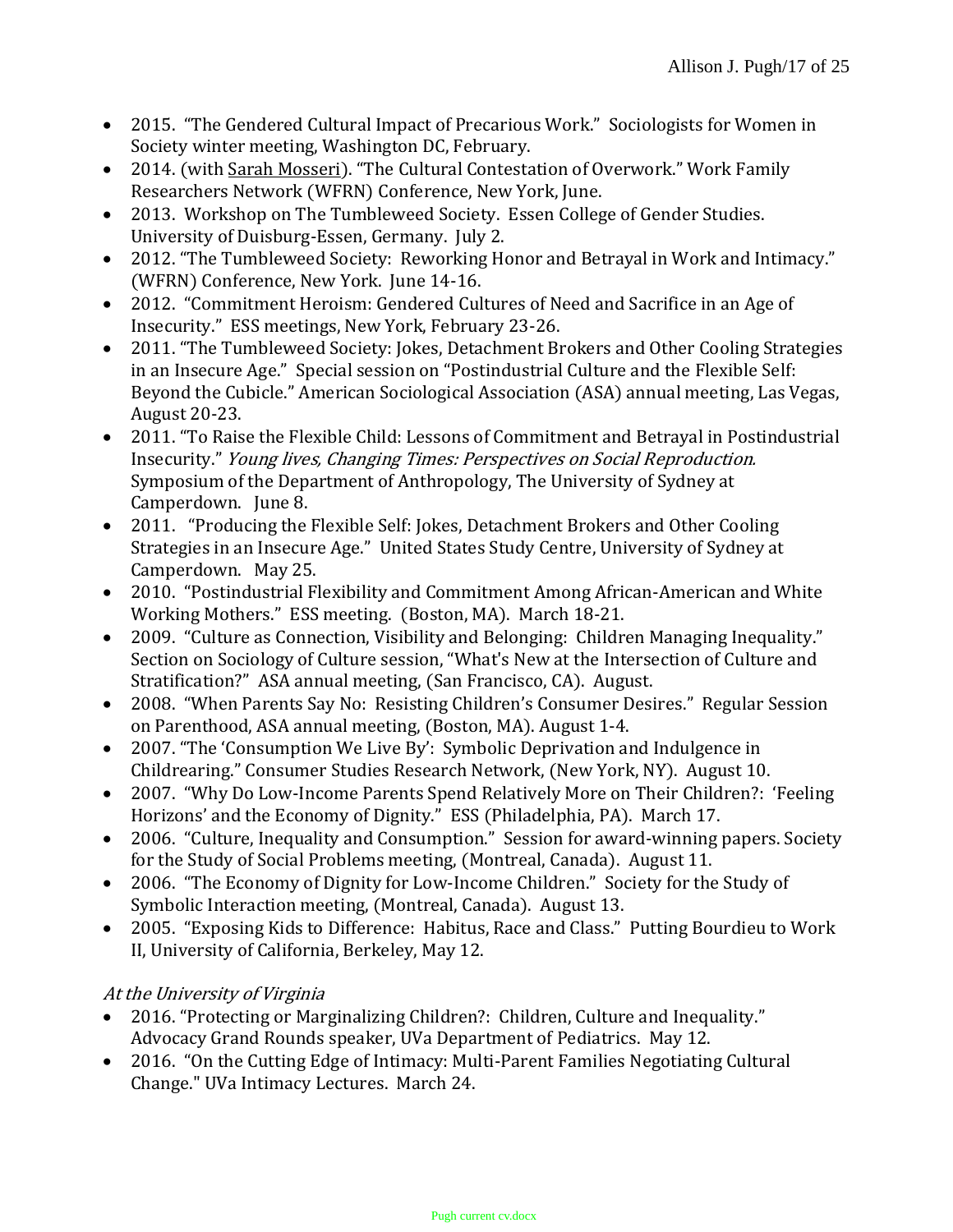- 2015. "The Gendered Cultural Impact of Precarious Work." Sociologists for Women in Society winter meeting, Washington DC, February.
- 2014. (with Sarah Mosseri). "The Cultural Contestation of Overwork." Work Family Researchers Network (WFRN) Conference, New York, June.
- 2013. Workshop on The Tumbleweed Society. Essen College of Gender Studies. University of Duisburg-Essen, Germany. July 2.
- 2012. "The Tumbleweed Society: Reworking Honor and Betrayal in Work and Intimacy." (WFRN) Conference, New York. June 14-16.
- 2012. "Commitment Heroism: Gendered Cultures of Need and Sacrifice in an Age of Insecurity." ESS meetings, New York, February 23-26.
- 2011. "The Tumbleweed Society: Jokes, Detachment Brokers and Other Cooling Strategies in an Insecure Age." Special session on "Postindustrial Culture and the Flexible Self: Beyond the Cubicle." American Sociological Association (ASA) annual meeting, Las Vegas, August 20-23.
- 2011. "To Raise the Flexible Child: Lessons of Commitment and Betrayal in Postindustrial Insecurity." *Young lives, Changing Times: Perspectives on Social Reproduction.* Symposium of the Department of Anthropology, The University of Sydney at Camperdown. June 8.
- 2011. "Producing the Flexible Self: Jokes, Detachment Brokers and Other Cooling Strategies in an Insecure Age." United States Study Centre, University of Sydney at Camperdown. May 25.
- 2010. "Postindustrial Flexibility and Commitment Among African-American and White Working Mothers." ESS meeting. (Boston, MA). March 18-21.
- 2009. "Culture as Connection, Visibility and Belonging: Children Managing Inequality." Section on Sociology of Culture session, "What's New at the Intersection of Culture and Stratification?" ASA annual meeting, (San Francisco, CA). August.
- 2008. "When Parents Say No: Resisting Children's Consumer Desires." Regular Session on Parenthood, ASA annual meeting, (Boston, MA). August 1-4.
- 2007. "The 'Consumption We Live By': Symbolic Deprivation and Indulgence in Childrearing." Consumer Studies Research Network, (New York, NY). August 10.
- 2007. "Why Do Low-Income Parents Spend Relatively More on Their Children?: 'Feeling Horizons' and the Economy of Dignity." ESS (Philadelphia, PA). March 17.
- 2006. "Culture, Inequality and Consumption." Session for award-winning papers. Society for the Study of Social Problems meeting, (Montreal, Canada). August 11.
- 2006. "The Economy of Dignity for Low-Income Children." Society for the Study of Symbolic Interaction meeting, (Montreal, Canada). August 13.
- 2005. "Exposing Kids to Difference: Habitus, Race and Class." Putting Bourdieu to Work II, University of California, Berkeley, May 12.

*At the University of Virginia*

- 2016. "Protecting or Marginalizing Children?: Children, Culture and Inequality." Advocacy Grand Rounds speaker, UVa Department of Pediatrics. May 12.
- 2016. "On the Cutting Edge of Intimacy: Multi-Parent Families Negotiating Cultural Change." UVa Intimacy Lectures. March 24.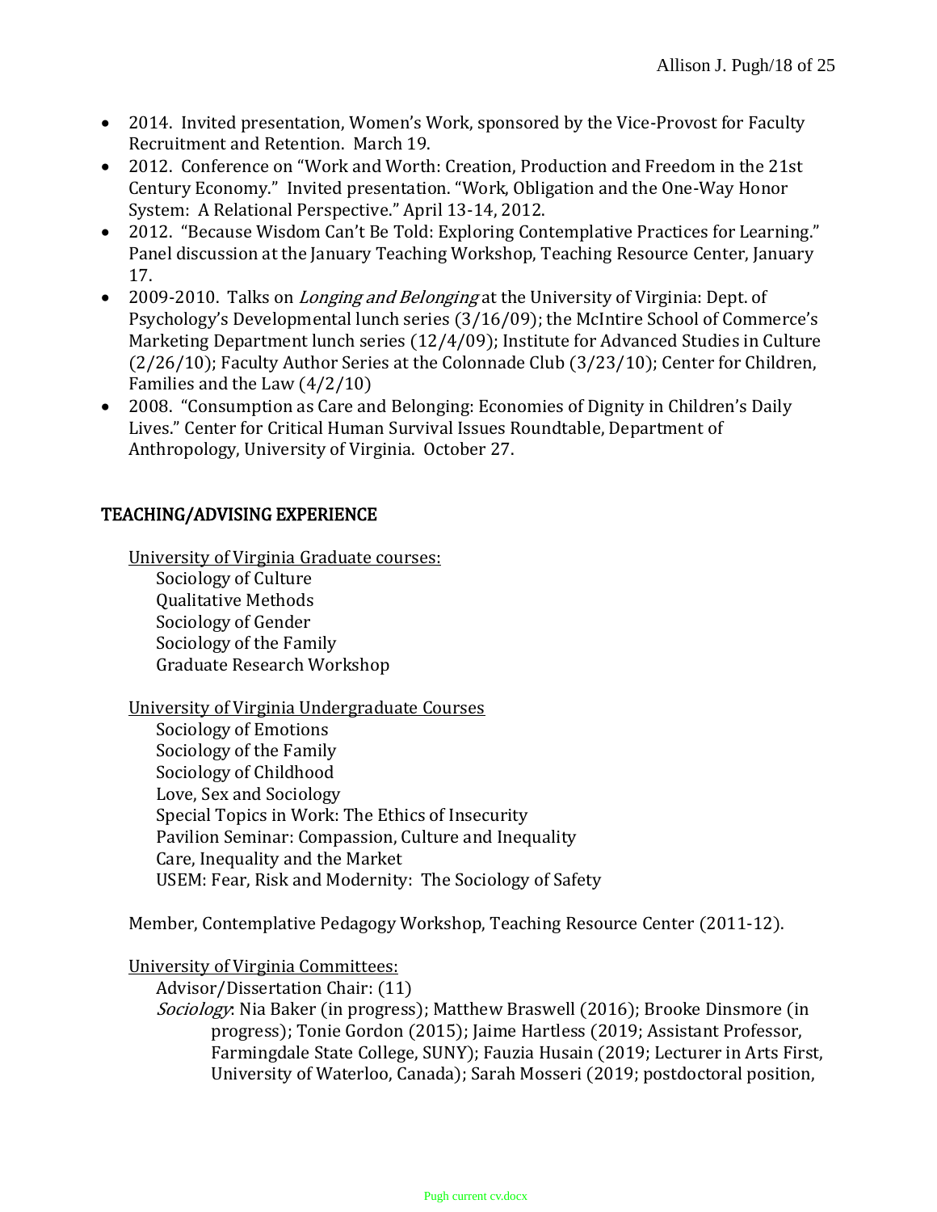- 2014. Invited presentation, Women's Work, sponsored by the Vice-Provost for Faculty Recruitment and Retention. March 19.
- 2012. Conference on "Work and Worth: Creation, Production and Freedom in the 21st Century Economy." Invited presentation. "Work, Obligation and the One-Way Honor System: A Relational Perspective." April 13-14, 2012.
- 2012. "Because Wisdom Can't Be Told: Exploring Contemplative Practices for Learning." Panel discussion at the January Teaching Workshop, Teaching Resource Center, January 17.
- 2009-2010. Talks on *Longing and Belonging* at the University of Virginia: Dept. of Psychology's Developmental lunch series (3/16/09); the McIntire School of Commerce's Marketing Department lunch series (12/4/09); Institute for Advanced Studies in Culture (2/26/10); Faculty Author Series at the Colonnade Club (3/23/10); Center for Children, Families and the Law (4/2/10)
- 2008. "Consumption as Care and Belonging: Economies of Dignity in Children's Daily Lives." Center for Critical Human Survival Issues Roundtable, Department of Anthropology, University of Virginia. October 27.

## TEACHING/ADVISING EXPERIENCE

University of Virginia Graduate courses:

Sociology of Culture
Qualitative Methods
Sociology of Gender
Sociology of the Family
Graduate Research Workshop

University of Virginia Undergraduate Courses

Sociology of Emotions
Sociology of the Family
Sociology of Childhood
Love, Sex and Sociology
Special Topics in Work: The Ethics of Insecurity
Pavilion Seminar: Compassion, Culture and Inequality
Care, Inequality and the Market
USEM: Fear, Risk and Modernity: The Sociology of Safety

Member, Contemplative Pedagogy Workshop, Teaching Resource Center (2011-12).

University of Virginia Committees:

Advisor/Dissertation Chair: (11)

*Sociology*: Nia Baker (in progress); Matthew Braswell (2016); Brooke Dinsmore (in progress); Tonie Gordon (2015); Jaime Hartless (2019; Assistant Professor, Farmingdale State College, SUNY); Fauzia Husain (2019; Lecturer in Arts First, University of Waterloo, Canada); Sarah Mosseri (2019; postdoctoral position,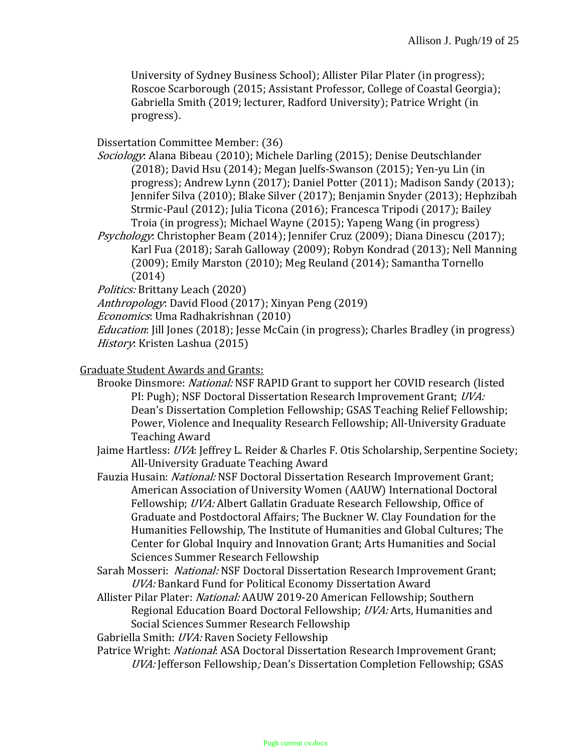University of Sydney Business School); Allister Pilar Plater (in progress); Roscoe Scarborough (2015; Assistant Professor, College of Coastal Georgia); Gabriella Smith (2019; lecturer, Radford University); Patrice Wright (in progress).

Dissertation Committee Member: (36)

*Sociology*: Alana Bibeau (2010); Michele Darling (2015); Denise Deutschlander (2018); David Hsu (2014); Megan Juelfs-Swanson (2015); Yen-yu Lin (in progress); Andrew Lynn (2017); Daniel Potter (2011); Madison Sandy (2013); Jennifer Silva (2010); Blake Silver (2017); Benjamin Snyder (2013); Hephzibah Strmic-Paul (2012); Julia Ticona (2016); Francesca Tripodi (2017); Bailey Troia (in progress); Michael Wayne (2015); Yapeng Wang (in progress)

*Psychology*: Christopher Beam (2014); Jennifer Cruz (2009); Diana Dinescu (2017); Karl Fua (2018); Sarah Galloway (2009); Robyn Kondrad (2013); Nell Manning (2009); Emily Marston (2010); Meg Reuland (2014); Samantha Tornello (2014)

*Politics:* Brittany Leach (2020)

*Anthropology*: David Flood (2017); Xinyan Peng (2019)

*Economics*: Uma Radhakrishnan (2010)

*Education*: Jill Jones (2018); Jesse McCain (in progress); Charles Bradley (in progress)

*History*: Kristen Lashua (2015)

Graduate Student Awards and Grants:

Brooke Dinsmore: *National:* NSF RAPID Grant to support her COVID research (listed PI: Pugh); NSF Doctoral Dissertation Research Improvement Grant; *UVA:* Dean's Dissertation Completion Fellowship; GSAS Teaching Relief Fellowship; Power, Violence and Inequality Research Fellowship; All-University Graduate Teaching Award

Jaime Hartless: *UVA*: Jeffrey L. Reider & Charles F. Otis Scholarship, Serpentine Society; All-University Graduate Teaching Award

Fauzia Husain: *National:* NSF Doctoral Dissertation Research Improvement Grant; American Association of University Women (AAUW) International Doctoral Fellowship; *UVA:* Albert Gallatin Graduate Research Fellowship, Office of Graduate and Postdoctoral Affairs; The Buckner W. Clay Foundation for the Humanities Fellowship, The Institute of Humanities and Global Cultures; The Center for Global Inquiry and Innovation Grant; Arts Humanities and Social Sciences Summer Research Fellowship

Sarah Mosseri: *National:* NSF Doctoral Dissertation Research Improvement Grant; *UVA:* Bankard Fund for Political Economy Dissertation Award

Allister Pilar Plater: *National:* AAUW 2019-20 American Fellowship; Southern Regional Education Board Doctoral Fellowship; *UVA:* Arts, Humanities and Social Sciences Summer Research Fellowship

Gabriella Smith: *UVA:* Raven Society Fellowship

Patrice Wright: *National*: ASA Doctoral Dissertation Research Improvement Grant; *UVA:* Jefferson Fellowship; Dean's Dissertation Completion Fellowship; GSAS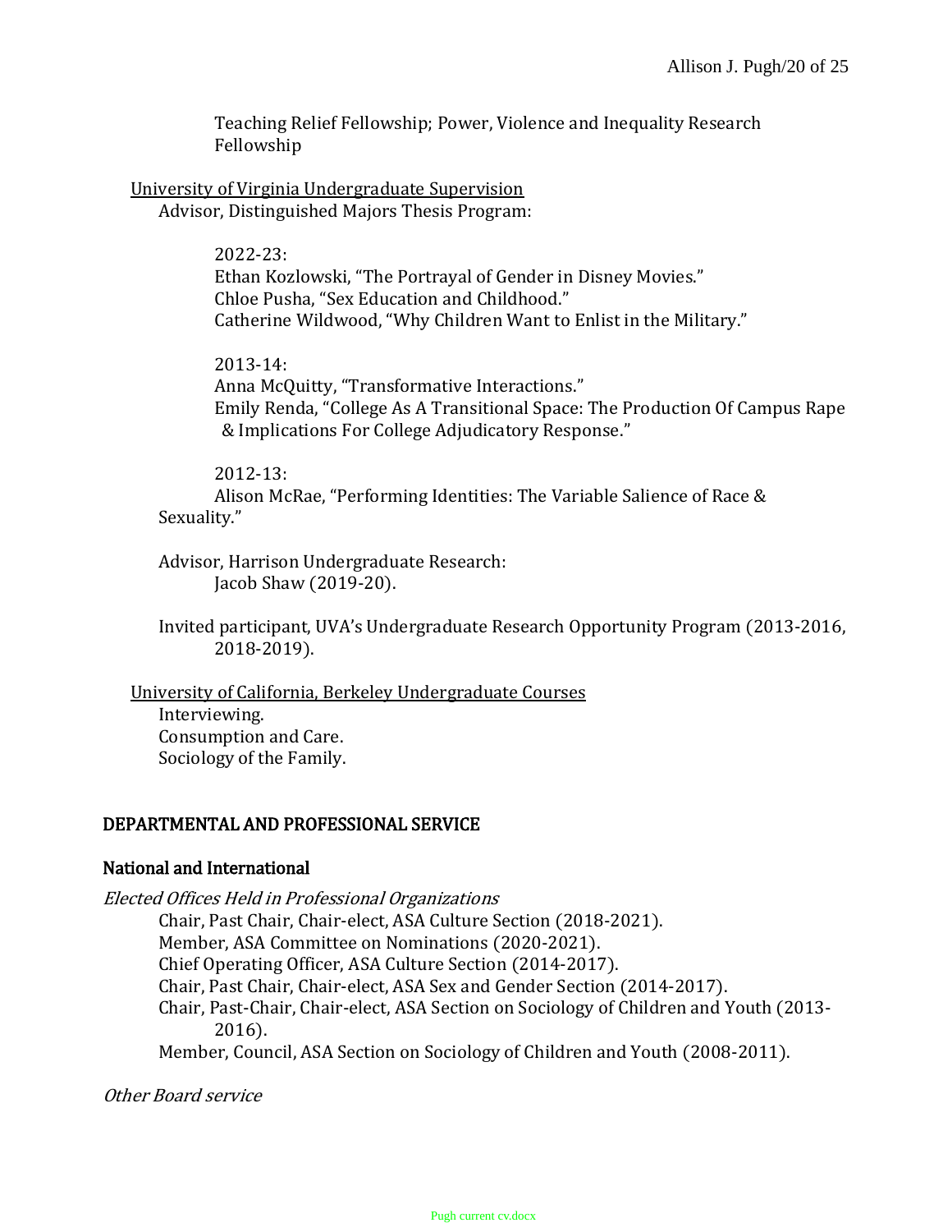Teaching Relief Fellowship; Power, Violence and Inequality Research Fellowship

University of Virginia Undergraduate Supervision

Advisor, Distinguished Majors Thesis Program:

2022-23:
Ethan Kozlowski, "The Portrayal of Gender in Disney Movies."
Chloe Pusha, "Sex Education and Childhood."
Catherine Wildwood, "Why Children Want to Enlist in the Military."

2013-14:
Anna McQuitty, "Transformative Interactions."
Emily Renda, "College As A Transitional Space: The Production Of Campus Rape & Implications For College Adjudicatory Response."

2012-13:
Alison McRae, "Performing Identities: The Variable Salience of Race & Sexuality."

Advisor, Harrison Undergraduate Research:
Jacob Shaw (2019-20).

Invited participant, UVA's Undergraduate Research Opportunity Program (2013-2016, 2018-2019).

University of California, Berkeley Undergraduate Courses

Interviewing.
Consumption and Care.
Sociology of the Family.

## DEPARTMENTAL AND PROFESSIONAL SERVICE

### National and International

*Elected Offices Held in Professional Organizations*

Chair, Past Chair, Chair-elect, ASA Culture Section (2018-2021).
Member, ASA Committee on Nominations (2020-2021).
Chief Operating Officer, ASA Culture Section (2014-2017).
Chair, Past Chair, Chair-elect, ASA Sex and Gender Section (2014-2017).
Chair, Past-Chair, Chair-elect, ASA Section on Sociology of Children and Youth (2013-2016).
Member, Council, ASA Section on Sociology of Children and Youth (2008-2011).

*Other Board service*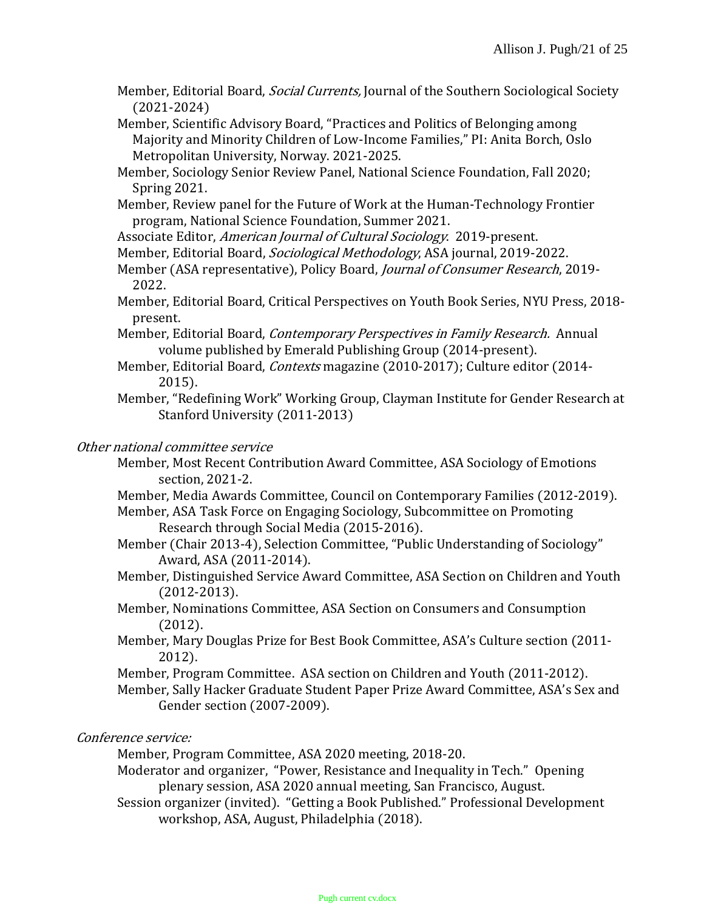Member, Editorial Board, *Social Currents,* Journal of the Southern Sociological Society (2021-2024)

Member, Scientific Advisory Board, "Practices and Politics of Belonging among Majority and Minority Children of Low-Income Families," PI: Anita Borch, Oslo Metropolitan University, Norway. 2021-2025.

Member, Sociology Senior Review Panel, National Science Foundation, Fall 2020; Spring 2021.

Member, Review panel for the Future of Work at the Human-Technology Frontier program, National Science Foundation, Summer 2021.

Associate Editor, *American Journal of Cultural Sociology*. 2019-present.

Member, Editorial Board, *Sociological Methodology*, ASA journal, 2019-2022.

Member (ASA representative), Policy Board, *Journal of Consumer Research*, 2019-2022.

Member, Editorial Board, Critical Perspectives on Youth Book Series, NYU Press, 2018-present.

Member, Editorial Board, *Contemporary Perspectives in Family Research.* Annual volume published by Emerald Publishing Group (2014-present).

Member, Editorial Board, *Contexts* magazine (2010-2017); Culture editor (2014-2015).

Member, "Redefining Work" Working Group, Clayman Institute for Gender Research at Stanford University (2011-2013)

*Other national committee service*

Member, Most Recent Contribution Award Committee, ASA Sociology of Emotions section, 2021-2.

Member, Media Awards Committee, Council on Contemporary Families (2012-2019).

Member, ASA Task Force on Engaging Sociology, Subcommittee on Promoting Research through Social Media (2015-2016).

Member (Chair 2013-4), Selection Committee, "Public Understanding of Sociology" Award, ASA (2011-2014).

Member, Distinguished Service Award Committee, ASA Section on Children and Youth (2012-2013).

Member, Nominations Committee, ASA Section on Consumers and Consumption (2012).

Member, Mary Douglas Prize for Best Book Committee, ASA's Culture section (2011-2012).

Member, Program Committee. ASA section on Children and Youth (2011-2012).

Member, Sally Hacker Graduate Student Paper Prize Award Committee, ASA's Sex and Gender section (2007-2009).

*Conference service:*

Member, Program Committee, ASA 2020 meeting, 2018-20.

Moderator and organizer, "Power, Resistance and Inequality in Tech." Opening plenary session, ASA 2020 annual meeting, San Francisco, August.

Session organizer (invited). "Getting a Book Published." Professional Development workshop, ASA, August, Philadelphia (2018).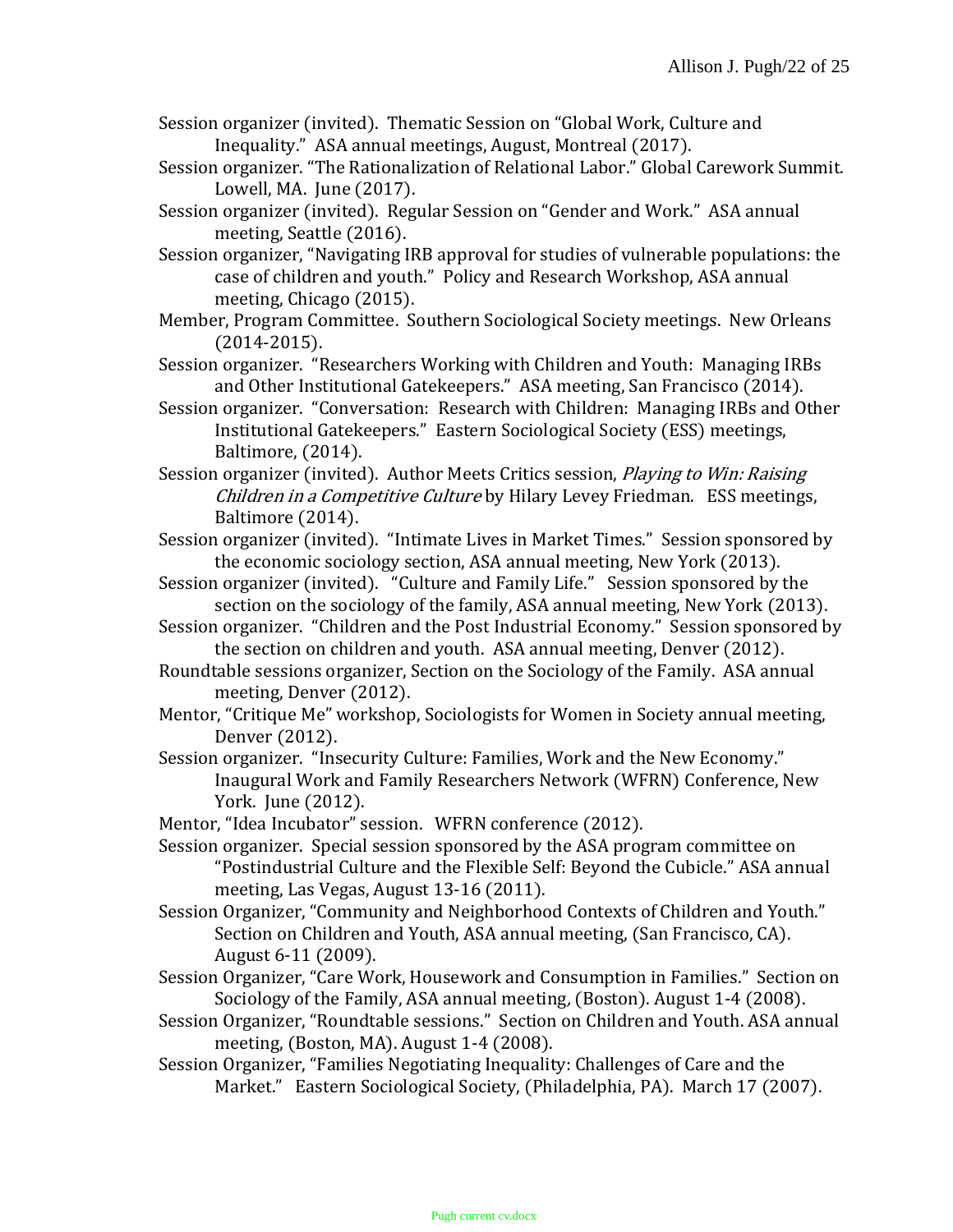Session organizer (invited). Thematic Session on "Global Work, Culture and Inequality." ASA annual meetings, August, Montreal (2017).

Session organizer. "The Rationalization of Relational Labor." Global Carework Summit. Lowell, MA. June (2017).

Session organizer (invited). Regular Session on "Gender and Work." ASA annual meeting, Seattle (2016).

Session organizer, "Navigating IRB approval for studies of vulnerable populations: the case of children and youth." Policy and Research Workshop, ASA annual meeting, Chicago (2015).

Member, Program Committee. Southern Sociological Society meetings. New Orleans (2014-2015).

Session organizer. "Researchers Working with Children and Youth: Managing IRBs and Other Institutional Gatekeepers." ASA meeting, San Francisco (2014).

Session organizer. "Conversation: Research with Children: Managing IRBs and Other Institutional Gatekeepers." Eastern Sociological Society (ESS) meetings, Baltimore, (2014).

Session organizer (invited). Author Meets Critics session, *Playing to Win: Raising Children in a Competitive Culture* by Hilary Levey Friedman. ESS meetings, Baltimore (2014).

Session organizer (invited). "Intimate Lives in Market Times." Session sponsored by the economic sociology section, ASA annual meeting, New York (2013).

Session organizer (invited). "Culture and Family Life." Session sponsored by the section on the sociology of the family, ASA annual meeting, New York (2013).

Session organizer. "Children and the Post Industrial Economy." Session sponsored by the section on children and youth. ASA annual meeting, Denver (2012).

Roundtable sessions organizer, Section on the Sociology of the Family. ASA annual meeting, Denver (2012).

Mentor, "Critique Me" workshop, Sociologists for Women in Society annual meeting, Denver (2012).

Session organizer. "Insecurity Culture: Families, Work and the New Economy." Inaugural Work and Family Researchers Network (WFRN) Conference, New York. June (2012).

Mentor, "Idea Incubator" session. WFRN conference (2012).

Session organizer. Special session sponsored by the ASA program committee on "Postindustrial Culture and the Flexible Self: Beyond the Cubicle." ASA annual meeting, Las Vegas, August 13-16 (2011).

Session Organizer, "Community and Neighborhood Contexts of Children and Youth." Section on Children and Youth, ASA annual meeting, (San Francisco, CA). August 6-11 (2009).

Session Organizer, "Care Work, Housework and Consumption in Families." Section on Sociology of the Family, ASA annual meeting, (Boston). August 1-4 (2008).

Session Organizer, "Roundtable sessions." Section on Children and Youth. ASA annual meeting, (Boston, MA). August 1-4 (2008).

Session Organizer, "Families Negotiating Inequality: Challenges of Care and the Market." Eastern Sociological Society, (Philadelphia, PA). March 17 (2007).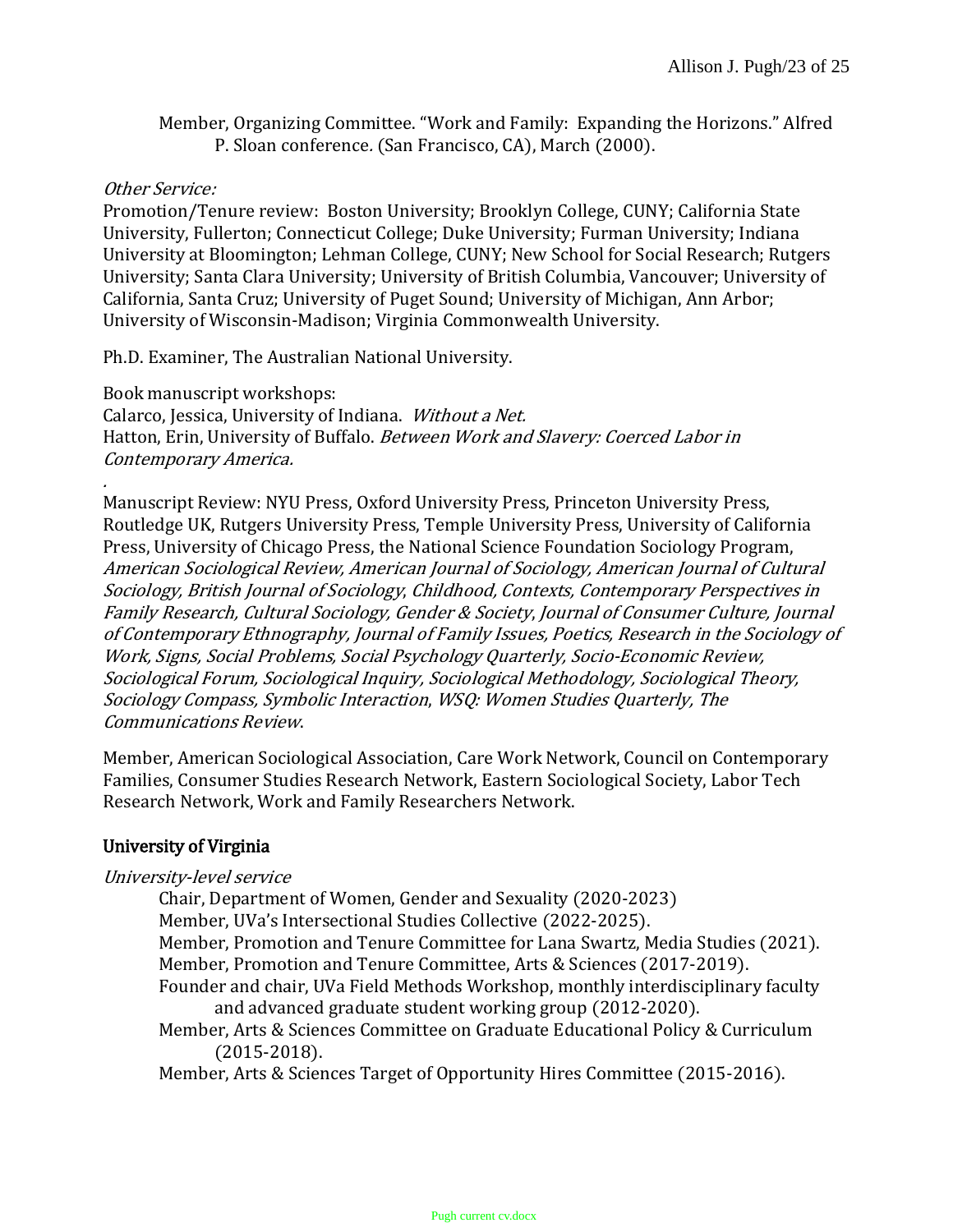Member, Organizing Committee. "Work and Family: Expanding the Horizons." Alfred P. Sloan conference. (San Francisco, CA), March (2000).

*Other Service:*

Promotion/Tenure review: Boston University; Brooklyn College, CUNY; California State University, Fullerton; Connecticut College; Duke University; Furman University; Indiana University at Bloomington; Lehman College, CUNY; New School for Social Research; Rutgers University; Santa Clara University; University of British Columbia, Vancouver; University of California, Santa Cruz; University of Puget Sound; University of Michigan, Ann Arbor; University of Wisconsin-Madison; Virginia Commonwealth University.

Ph.D. Examiner, The Australian National University.

Book manuscript workshops:
Calarco, Jessica, University of Indiana. *Without a Net.*
Hatton, Erin, University of Buffalo. *Between Work and Slavery: Coerced Labor in Contemporary America.*
.
Manuscript Review: NYU Press, Oxford University Press, Princeton University Press, Routledge UK, Rutgers University Press, Temple University Press, University of California Press, University of Chicago Press, the National Science Foundation Sociology Program, *American Sociological Review, American Journal of Sociology, American Journal of Cultural Sociology, British Journal of Sociology*, *Childhood, Contexts, Contemporary Perspectives in Family Research, Cultural Sociology, Gender & Society*, *Journal of Consumer Culture, Journal of Contemporary Ethnography, Journal of Family Issues, Poetics, Research in the Sociology of Work, Signs, Social Problems, Social Psychology Quarterly, Socio-Economic Review, Sociological Forum, Sociological Inquiry, Sociological Methodology, Sociological Theory, Sociology Compass, Symbolic Interaction*, *WSQ: Women Studies Quarterly, The Communications Review*.

Member, American Sociological Association, Care Work Network, Council on Contemporary Families, Consumer Studies Research Network, Eastern Sociological Society, Labor Tech Research Network, Work and Family Researchers Network.

## University of Virginia

*University-level service*

Chair, Department of Women, Gender and Sexuality (2020-2023)
Member, UVa's Intersectional Studies Collective (2022-2025).
Member, Promotion and Tenure Committee for Lana Swartz, Media Studies (2021).
Member, Promotion and Tenure Committee, Arts & Sciences (2017-2019).
Founder and chair, UVa Field Methods Workshop, monthly interdisciplinary faculty and advanced graduate student working group (2012-2020).
Member, Arts & Sciences Committee on Graduate Educational Policy & Curriculum (2015-2018).
Member, Arts & Sciences Target of Opportunity Hires Committee (2015-2016).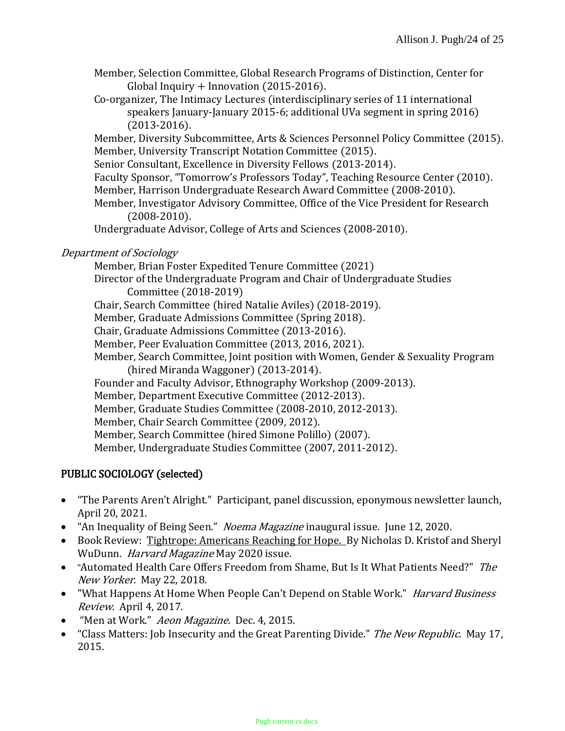Member, Selection Committee, Global Research Programs of Distinction, Center for Global Inquiry + Innovation (2015-2016).

Co-organizer, The Intimacy Lectures (interdisciplinary series of 11 international speakers January-January 2015-6; additional UVa segment in spring 2016) (2013-2016).

Member, Diversity Subcommittee, Arts & Sciences Personnel Policy Committee (2015).

Member, University Transcript Notation Committee (2015).

Senior Consultant, Excellence in Diversity Fellows (2013-2014).

Faculty Sponsor, "Tomorrow's Professors Today", Teaching Resource Center (2010).

Member, Harrison Undergraduate Research Award Committee (2008-2010).

Member, Investigator Advisory Committee, Office of the Vice President for Research (2008-2010).

Undergraduate Advisor, College of Arts and Sciences (2008-2010).

*Department of Sociology*

Member, Brian Foster Expedited Tenure Committee (2021)

Director of the Undergraduate Program and Chair of Undergraduate Studies Committee (2018-2019)

Chair, Search Committee (hired Natalie Aviles) (2018-2019).

Member, Graduate Admissions Committee (Spring 2018).

Chair, Graduate Admissions Committee (2013-2016).

Member, Peer Evaluation Committee (2013, 2016, 2021).

Member, Search Committee, Joint position with Women, Gender & Sexuality Program (hired Miranda Waggoner) (2013-2014).

Founder and Faculty Advisor, Ethnography Workshop (2009-2013).

Member, Department Executive Committee (2012-2013).

Member, Graduate Studies Committee (2008-2010, 2012-2013).

Member, Chair Search Committee (2009, 2012).

Member, Search Committee (hired Simone Polillo) (2007).

Member, Undergraduate Studies Committee (2007, 2011-2012).

## PUBLIC SOCIOLOGY (selected)

- "The Parents Aren't Alright." Participant, panel discussion, eponymous newsletter launch, April 20, 2021.
- "An Inequality of Being Seen." *Noema Magazine* inaugural issue. June 12, 2020.
- Book Review: Tightrope: Americans Reaching for Hope. By Nicholas D. Kristof and Sheryl WuDunn. *Harvard Magazine* May 2020 issue.
- "Automated Health Care Offers Freedom from Shame, But Is It What Patients Need?" *The New Yorker.* May 22, 2018.
- "What Happens At Home When People Can't Depend on Stable Work." *Harvard Business Review.* April 4, 2017.
- "Men at Work." *Aeon Magazine.* Dec. 4, 2015.
- "Class Matters: Job Insecurity and the Great Parenting Divide." *The New Republic*. May 17, 2015.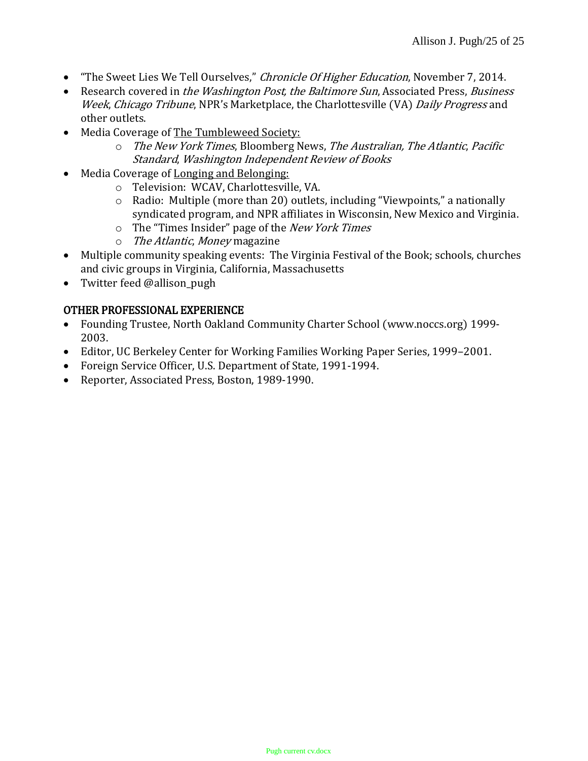- "The Sweet Lies We Tell Ourselves," *Chronicle Of Higher Education*, November 7, 2014.
- Research covered in *the Washington Post, the Baltimore Sun*, Associated Press, *Business Week*, *Chicago Tribune*, NPR's Marketplace, the Charlottesville (VA) *Daily Progress* and other outlets.
- Media Coverage of <u>The Tumbleweed Society:</u>
  - *The New York Times*, Bloomberg News, *The Australian, The Atlantic*, *Pacific Standard*, *Washington Independent Review of Books*
- Media Coverage of <u>Longing and Belonging:</u>
  - Television: WCAV, Charlottesville, VA.
  - Radio: Multiple (more than 20) outlets, including "Viewpoints," a nationally syndicated program, and NPR affiliates in Wisconsin, New Mexico and Virginia.
  - The "Times Insider" page of the *New York Times*
  - *The Atlantic*, *Money* magazine
- Multiple community speaking events: The Virginia Festival of the Book; schools, churches and civic groups in Virginia, California, Massachusetts
- Twitter feed @allison_pugh

## OTHER PROFESSIONAL EXPERIENCE

- Founding Trustee, North Oakland Community Charter School (www.noccs.org) 1999-2003.
- Editor, UC Berkeley Center for Working Families Working Paper Series, 1999–2001.
- Foreign Service Officer, U.S. Department of State, 1991-1994.
- Reporter, Associated Press, Boston, 1989-1990.